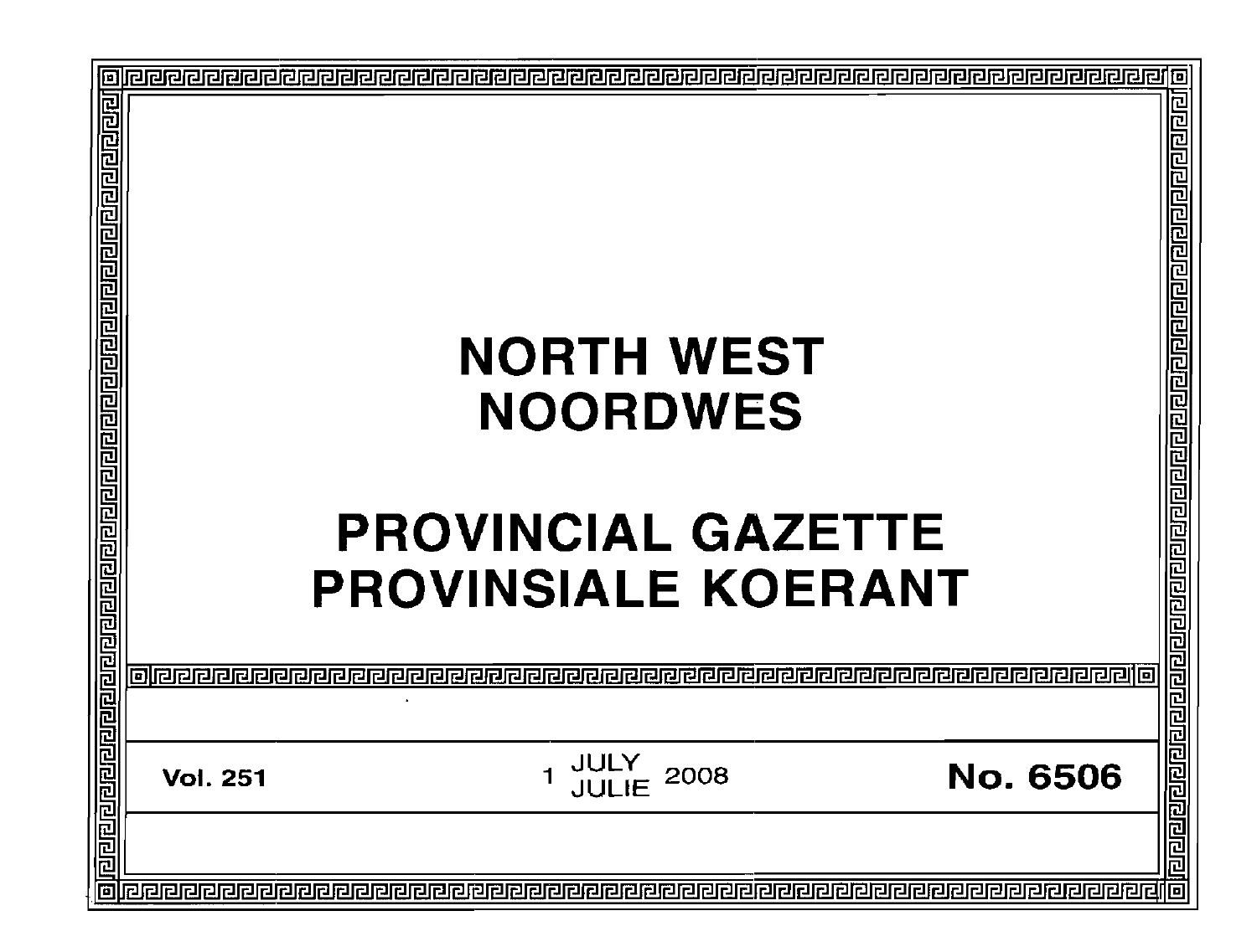# NORTH WEST
# NOORDWES

# PROVINCIAL GAZETTE
# PROVINSIALE KOERANT

**Vol. 251** 1 JULY / JULIE 2008 **No. 6506**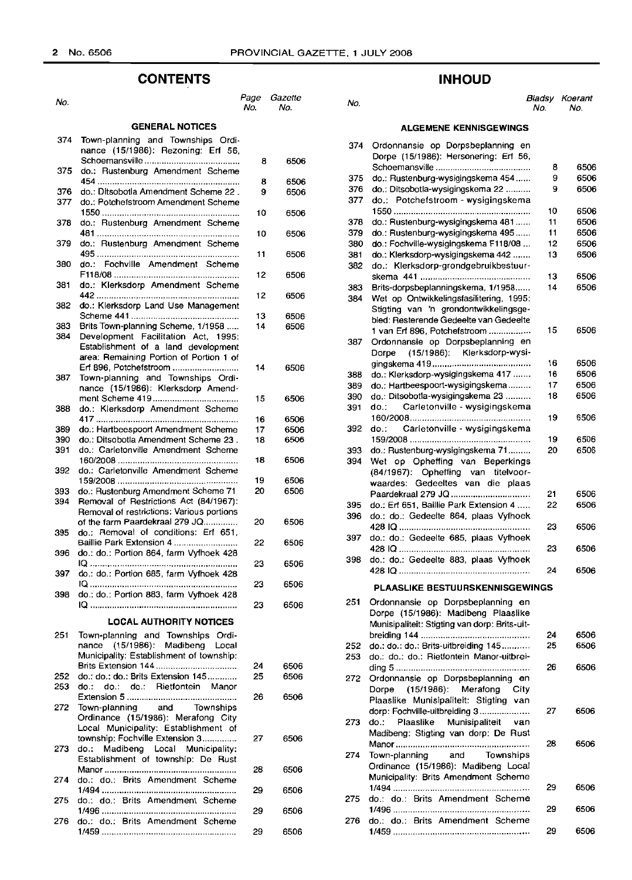## CONTENTS

| No. | | Page No. | Gazette No. |
|---|---|---|---|
| | **GENERAL NOTICES** | | |
| 374 | Town-planning and Townships Ordinance (15/1986): Rezoning: Erf 56, Schoemansville | 8 | 6506 |
| 375 | do.: Rustenburg Amendment Scheme 454 | 8 | 6506 |
| 376 | do.: Ditsobotla Amendment Scheme 22 | 9 | 6506 |
| 377 | do.: Potchefstroom Amendment Scheme 1550 | 10 | 6506 |
| 378 | do.: Rustenburg Amendment Scheme 481 | 10 | 6506 |
| 379 | do.: Rustenburg Amendment Scheme 495 | 11 | 6506 |
| 380 | do.: Fochville Amendment Scheme F118/08 | 12 | 6506 |
| 381 | do.: Klerksdorp Amendment Scheme 442 | 12 | 6506 |
| 382 | do.: Klerksdorp Land Use Management Scheme 441 | 13 | 6506 |
| 383 | Brits Town-planning Scheme, 1/1958 | 14 | 6506 |
| 384 | Development Facilitation Act, 1995: Establishment of a land development area: Remaining Portion of Portion 1 of Erf 896, Potchefstroom | 14 | 6506 |
| 387 | Town-planning and Townships Ordinance (15/1986): Klerksdorp Amendment Scheme 419 | 15 | 6506 |
| 388 | do.: Klerksdorp Amendment Scheme 417 | 16 | 6506 |
| 389 | do.: Hartbeespoort Amendment Scheme | 17 | 6506 |
| 390 | do.: Ditsobotla Amendment Scheme 23 | 18 | 6506 |
| 391 | do.: Carletonville Amendment Scheme 160/2008 | 18 | 6506 |
| 392 | do.: Carletonville Amendment Scheme 159/2008 | 19 | 6506 |
| 393 | do.: Rustenburg Amendment Scheme 71 | 20 | 6506 |
| 394 | Removal of Restrictions Act (84/1967): Removal of restrictions: Various portions of the farm Paardekraal 279 JQ | 20 | 6506 |
| 395 | do.: Removal of conditions: Erf 651, Baillie Park Extension 4 | 22 | 6506 |
| 396 | do.: do.: Portion 864, farm Vyfhoek 428 IQ | 23 | 6506 |
| 397 | do.: do.: Portion 685, farm Vyfhoek 428 IQ | 23 | 6506 |
| 398 | do.: do.: Portion 883, farm Vyfhoek 428 IQ | 23 | 6506 |
| | **LOCAL AUTHORITY NOTICES** | | |
| 251 | Town-planning and Townships Ordinance (15/1986): Madibeng Local Municipality: Establishment of township: Brits Extension 144 | 24 | 6506 |
| 252 | do.: do.: do.: Brits Extension 145 | 25 | 6506 |
| 253 | do.: do.: do.: Rietfontein Manor Extension 5 | 26 | 6506 |
| 272 | Town-planning and Townships Ordinance (15/1986): Merafong City Local Municipality: Establishment of township: Fochville Extension 3 | 27 | 6506 |
| 273 | do.: Madibeng Local Municipality: Establishment of township: De Rust Manor | 28 | 6506 |
| 274 | do.: do.: Brits Amendment Scheme 1/494 | 29 | 6506 |
| 275 | do.: do.: Brits Amendment Scheme 1/496 | 29 | 6506 |
| 276 | do.: do.: Brits Amendment Scheme 1/459 | 29 | 6506 |

## INHOUD

| No. | | Bladsy No. | Koerant No. |
|---|---|---|---|
| | **ALGEMENE KENNISGEWINGS** | | |
| 374 | Ordonnansie op Dorpsbeplanning en Dorpe (15/1986): Hersonering: Erf 56, Schoemansville | 8 | 6506 |
| 375 | do.: Rustenburg-wysigingskema 454 | 9 | 6506 |
| 376 | do.: Ditsobotla-wysigingskema 22 | 9 | 6506 |
| 377 | do.: Potchefstroom - wysigingskema 1550 | 10 | 6506 |
| 378 | do.: Rustenburg-wysigingskema 481 | 11 | 6506 |
| 379 | do.: Rustenburg-wysigingskema 495 | 11 | 6506 |
| 380 | do.: Fochville-wysigingskema F118/08 | 12 | 6506 |
| 381 | do.: Klerksdorp-wysigingskema 442 | 13 | 6506 |
| 382 | do.: Klerksdorp-grondgebruikbestuurskema 441 | 13 | 6506 |
| 383 | Brits-dorpsbeplanningskema, 1/1958 | 14 | 6506 |
| 384 | Wet op Ontwikkelingsfasilitering, 1995: Stigting van 'n grondontwikkelingsgebied: Resterende Gedeelte van Gedeelte 1 van Erf 896, Potchefstroom | 15 | 6506 |
| 387 | Ordonnansie op Dorpsbeplanning en Dorpe (15/1986): Klerksdorp-wysigingskema 419 | 16 | 6506 |
| 388 | do.: Klerksdorp-wysigingskema 417 | 16 | 6506 |
| 389 | do.: Hartbeespoort-wysigingskema | 17 | 6506 |
| 390 | do.: Ditsobotla-wysigingskema 23 | 18 | 6506 |
| 391 | do.: Carletonville - wysigingskema 160/2008 | 19 | 6506 |
| 392 | do.: Carletonville - wysigingskema 159/2008 | 19 | 6506 |
| 393 | do.: Rustenburg-wysigingskema 71 | 20 | 6506 |
| 394 | Wet op Opheffing van Beperkings (84/1967): Opheffing van titelvoorwaardes: Gedeeltes van die plaas Paardekraal 279 JQ | 21 | 6506 |
| 395 | do.: Erf 651, Baillie Park Extension 4 | 22 | 6506 |
| 396 | do.: do.: Gedeelte 864, plaas Vyfhoek 428 IQ | 23 | 6506 |
| 397 | do.: do.: Gedeelte 685, plaas Vyfhoek 428 IQ | 23 | 6506 |
| 398 | do.: do.: Gedeelte 883, plaas Vyfhoek 428 IQ | 24 | 6506 |
| | **PLAASLIKE BESTUURSKENNISGEWINGS** | | |
| 251 | Ordonnansie op Dorpsbeplanning en Dorpe (15/1986): Madibeng Plaaslike Munisipaliteit: Stigting van dorp: Brits-uitbreiding 144 | 24 | 6506 |
| 252 | do.: do.: do.: Brits-uitbreiding 145 | 25 | 6506 |
| 253 | do.: do.: do.: Rietfontein Manor-uitbreiding 5 | 26 | 6506 |
| 272 | Ordonnansie op Dorpsbeplanning en Dorpe (15/1986): Merafong City Plaaslike Munisipaliteit: Stigting van dorp: Fochville-uitbreiding 3 | 27 | 6506 |
| 273 | do.: Plaaslike Munisipaliteit van Madibeng: Stigting van dorp: De Rust Manor | 28 | 6506 |
| 274 | Town-planning and Townships Ordinance (15/1986): Madibeng Local Municipality: Brits Amendment Scheme 1/494 | 29 | 6506 |
| 275 | do.: do.: Brits Amendment Scheme 1/496 | 29 | 6506 |
| 276 | do.: do.: Brits Amendment Scheme 1/459 | 29 | 6506 |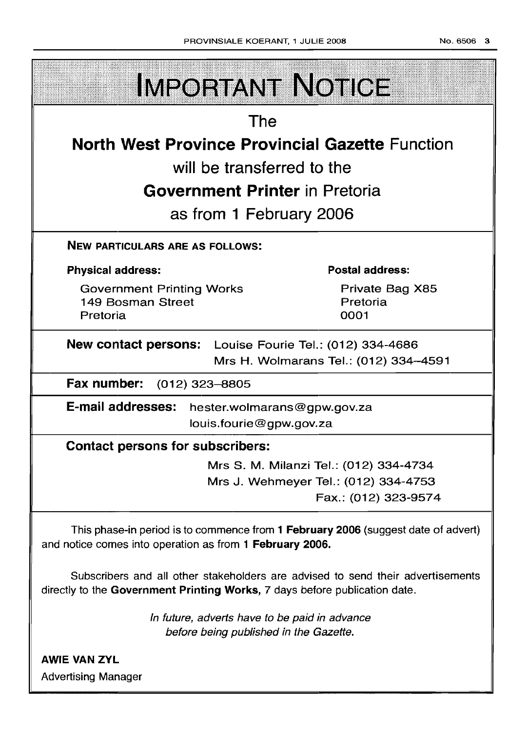# IMPORTANT NOTICE

The

**North West Province Provincial Gazette** Function

will be transferred to the

**Government Printer** in Pretoria

as from 1 February 2006

**NEW PARTICULARS ARE AS FOLLOWS:**

**Physical address:**

Government Printing Works
149 Bosman Street
Pretoria

**Postal address:**

Private Bag X85
Pretoria
0001

**New contact persons:** Louise Fourie Tel.: (012) 334-4686
Mrs H. Wolmarans Tel.: (012) 334–4591

**Fax number:** (012) 323–8805

**E-mail addresses:** hester.wolmarans@gpw.gov.za
louis.fourie@gpw.gov.za

**Contact persons for subscribers:**

Mrs S. M. Milanzi Tel.: (012) 334-4734
Mrs J. Wehmeyer Tel.: (012) 334-4753
Fax.: (012) 323-9574

This phase-in period is to commence from **1 February 2006** (suggest date of advert) and notice comes into operation as from **1 February 2006.**

Subscribers and all other stakeholders are advised to send their advertisements directly to the **Government Printing Works,** 7 days before publication date.

*In future, adverts have to be paid in advance before being published in the Gazette.*

**AWIE VAN ZYL**
Advertising Manager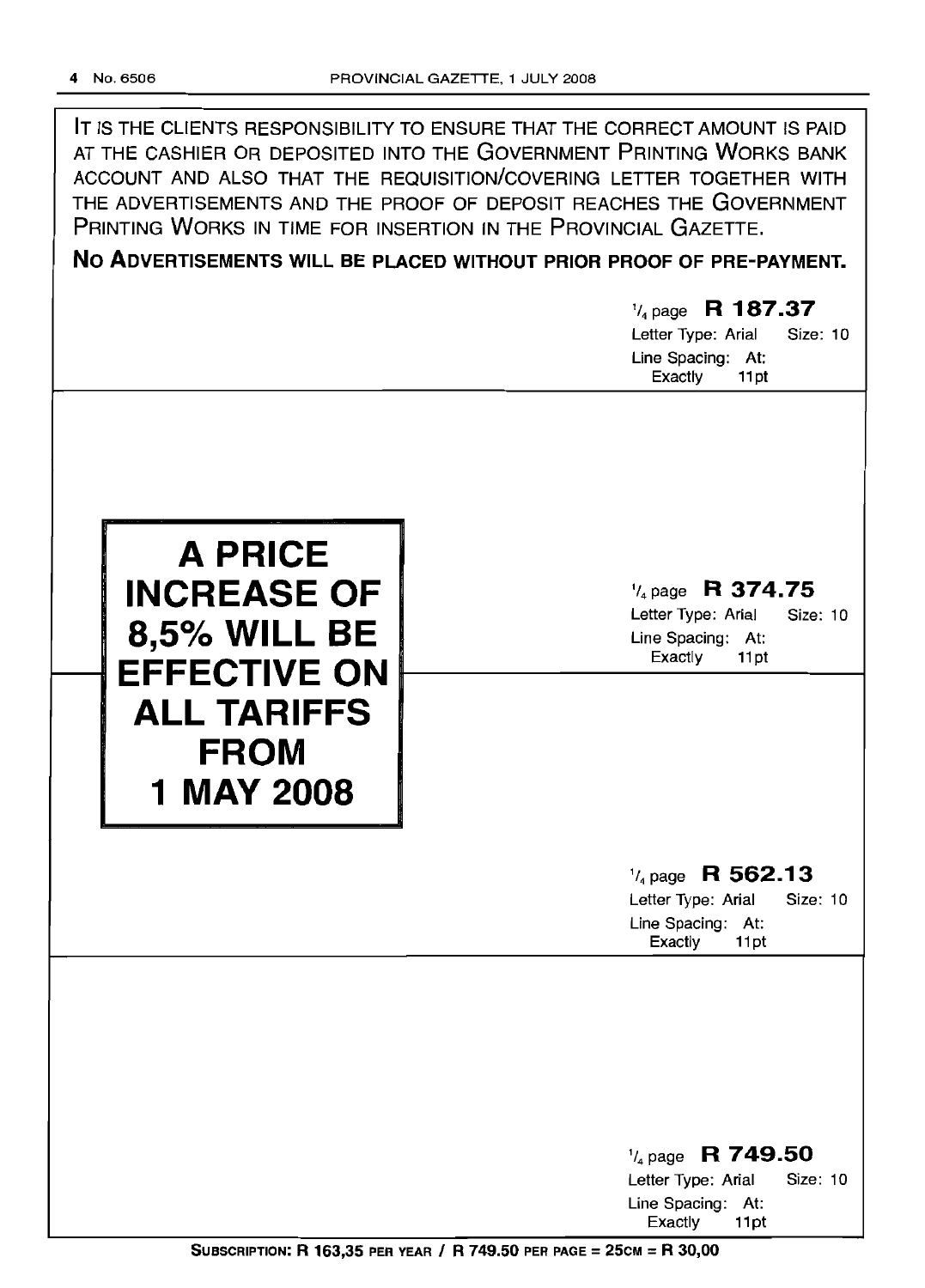IT IS THE CLIENTS RESPONSIBILITY TO ENSURE THAT THE CORRECT AMOUNT IS PAID AT THE CASHIER OR DEPOSITED INTO THE GOVERNMENT PRINTING WORKS BANK ACCOUNT AND ALSO THAT THE REQUISITION/COVERING LETTER TOGETHER WITH THE ADVERTISEMENTS AND THE PROOF OF DEPOSIT REACHES THE GOVERNMENT PRINTING WORKS IN TIME FOR INSERTION IN THE PROVINCIAL GAZETTE.

**NO ADVERTISEMENTS WILL BE PLACED WITHOUT PRIOR PROOF OF PRE-PAYMENT.**

¼ page **R 187.37**
Letter Type: Arial Size: 10
Line Spacing: At: Exactly 11pt

**A PRICE INCREASE OF 8,5% WILL BE EFFECTIVE ON ALL TARIFFS FROM 1 MAY 2008**

¼ page **R 374.75**
Letter Type: Arial Size: 10
Line Spacing: At: Exactly 11pt

¼ page **R 562.13**
Letter Type: Arial Size: 10
Line Spacing: At: Exactly 11pt

¼ page **R 749.50**
Letter Type: Arial Size: 10
Line Spacing: At: Exactly 11pt

**SUBSCRIPTION: R 163,35 PER YEAR / R 749.50 PER PAGE = 25CM = R 30,00**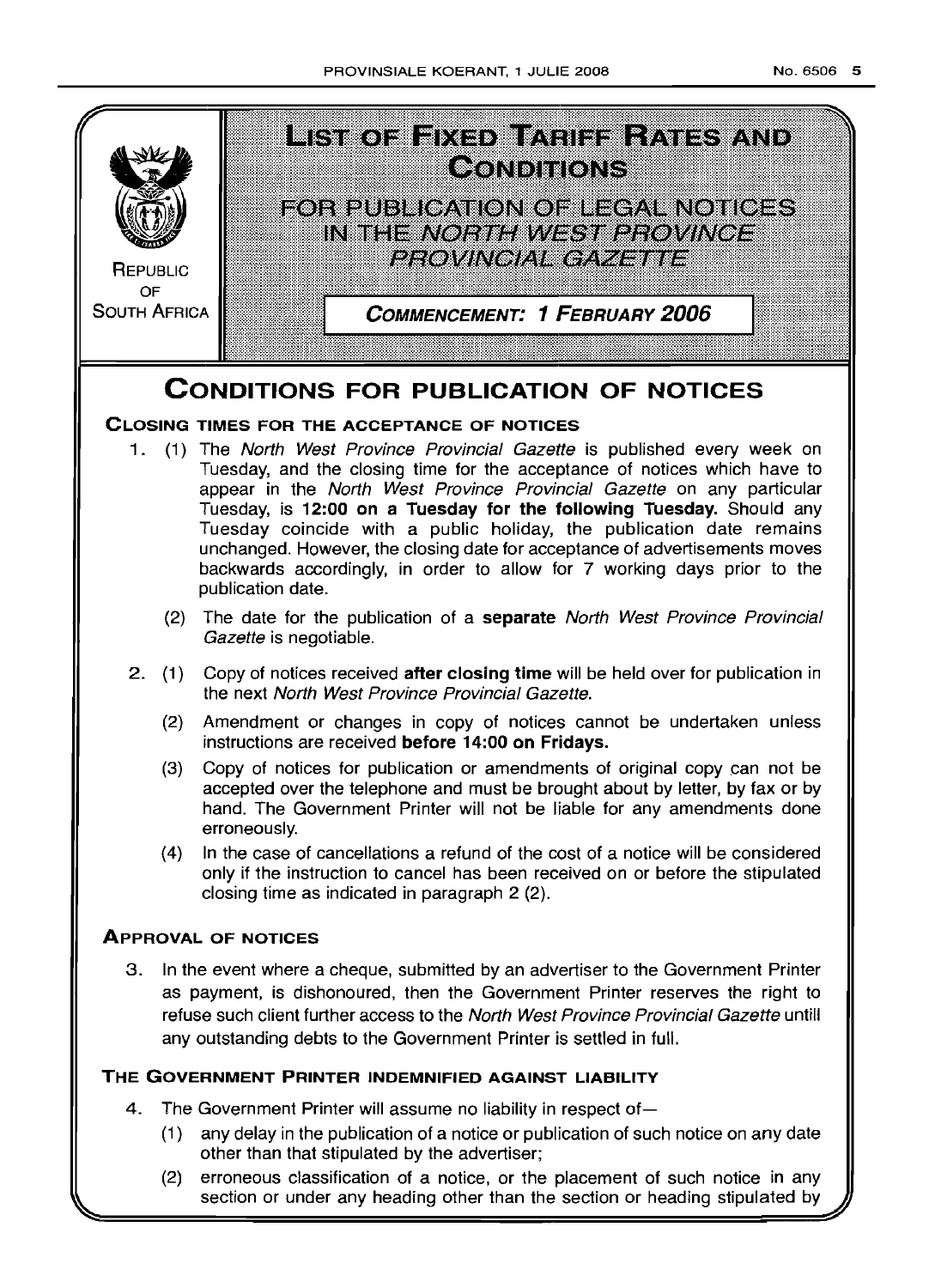REPUBLIC OF SOUTH AFRICA

# LIST OF FIXED TARIFF RATES AND CONDITIONS

## FOR PUBLICATION OF LEGAL NOTICES IN THE *NORTH WEST PROVINCE PROVINCIAL GAZETTE*

**COMMENCEMENT: 1 FEBRUARY 2006**

# CONDITIONS FOR PUBLICATION OF NOTICES

### CLOSING TIMES FOR THE ACCEPTANCE OF NOTICES

1. (1) The *North West Province Provincial Gazette* is published every week on Tuesday, and the closing time for the acceptance of notices which have to appear in the *North West Province Provincial Gazette* on any particular Tuesday, is **12:00 on a Tuesday for the following Tuesday.** Should any Tuesday coincide with a public holiday, the publication date remains unchanged. However, the closing date for acceptance of advertisements moves backwards accordingly, in order to allow for 7 working days prior to the publication date.

   (2) The date for the publication of a **separate** *North West Province Provincial Gazette* is negotiable.

2. (1) Copy of notices received **after closing time** will be held over for publication in the next *North West Province Provincial Gazette.*

   (2) Amendment or changes in copy of notices cannot be undertaken unless instructions are received **before 14:00 on Fridays.**

   (3) Copy of notices for publication or amendments of original copy can not be accepted over the telephone and must be brought about by letter, by fax or by hand. The Government Printer will not be liable for any amendments done erroneously.

   (4) In the case of cancellations a refund of the cost of a notice will be considered only if the instruction to cancel has been received on or before the stipulated closing time as indicated in paragraph 2 (2).

### APPROVAL OF NOTICES

3. In the event where a cheque, submitted by an advertiser to the Government Printer as payment, is dishonoured, then the Government Printer reserves the right to refuse such client further access to the *North West Province Provincial Gazette* untill any outstanding debts to the Government Printer is settled in full.

### THE GOVERNMENT PRINTER INDEMNIFIED AGAINST LIABILITY

4. The Government Printer will assume no liability in respect of—

   (1) any delay in the publication of a notice or publication of such notice on any date other than that stipulated by the advertiser;

   (2) erroneous classification of a notice, or the placement of such notice in any section or under any heading other than the section or heading stipulated by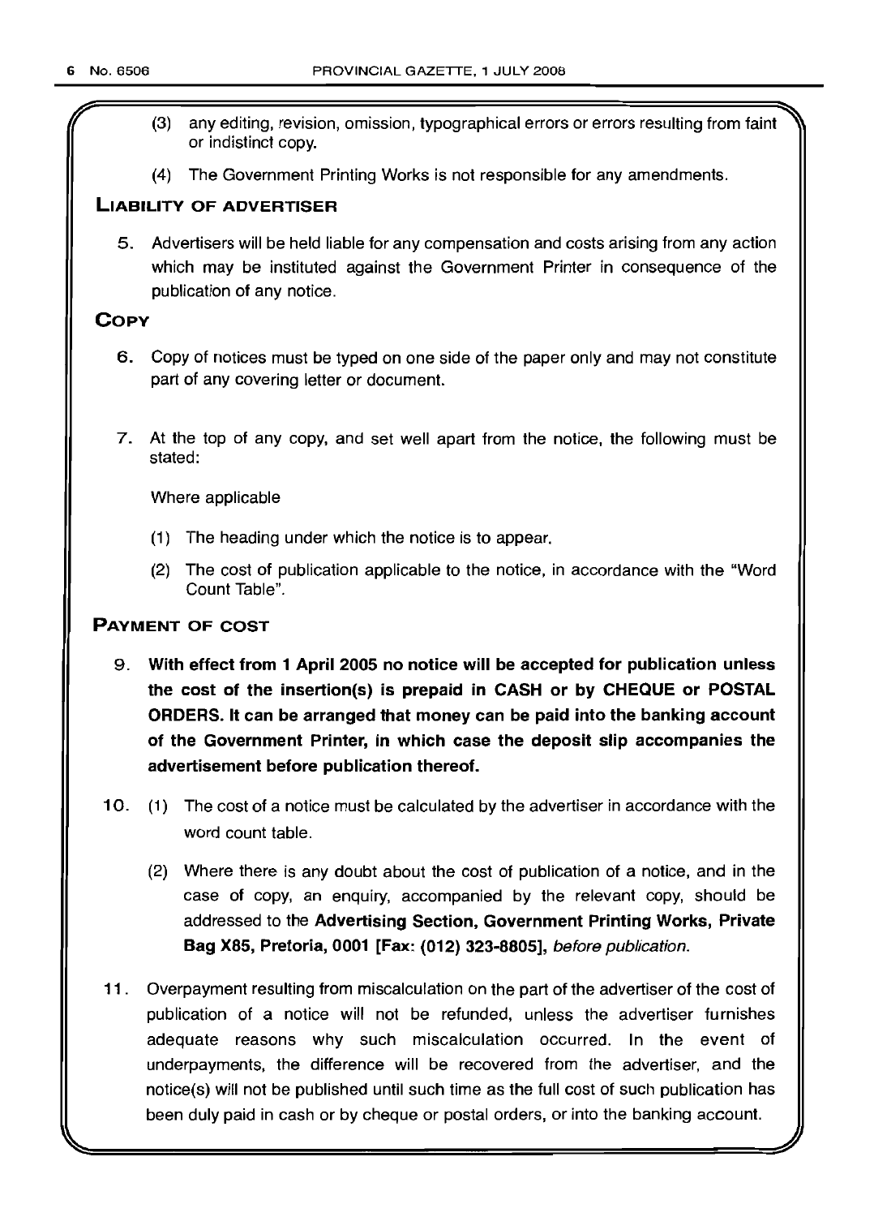(3) any editing, revision, omission, typographical errors or errors resulting from faint or indistinct copy.

(4) The Government Printing Works is not responsible for any amendments.

## LIABILITY OF ADVERTISER

5. Advertisers will be held liable for any compensation and costs arising from any action which may be instituted against the Government Printer in consequence of the publication of any notice.

## COPY

6. Copy of notices must be typed on one side of the paper only and may not constitute part of any covering letter or document.

7. At the top of any copy, and set well apart from the notice, the following must be stated:

Where applicable

(1) The heading under which the notice is to appear.

(2) The cost of publication applicable to the notice, in accordance with the "Word Count Table".

## PAYMENT OF COST

9. **With effect from 1 April 2005 no notice will be accepted for publication unless the cost of the insertion(s) is prepaid in CASH or by CHEQUE or POSTAL ORDERS. It can be arranged that money can be paid into the banking account of the Government Printer, in which case the deposit slip accompanies the advertisement before publication thereof.**

10. (1) The cost of a notice must be calculated by the advertiser in accordance with the word count table.

(2) Where there is any doubt about the cost of publication of a notice, and in the case of copy, an enquiry, accompanied by the relevant copy, should be addressed to the **Advertising Section, Government Printing Works, Private Bag X85, Pretoria, 0001 [Fax: (012) 323-8805]**, *before publication*.

11. Overpayment resulting from miscalculation on the part of the advertiser of the cost of publication of a notice will not be refunded, unless the advertiser furnishes adequate reasons why such miscalculation occurred. In the event of underpayments, the difference will be recovered from the advertiser, and the notice(s) will not be published until such time as the full cost of such publication has been duly paid in cash or by cheque or postal orders, or into the banking account.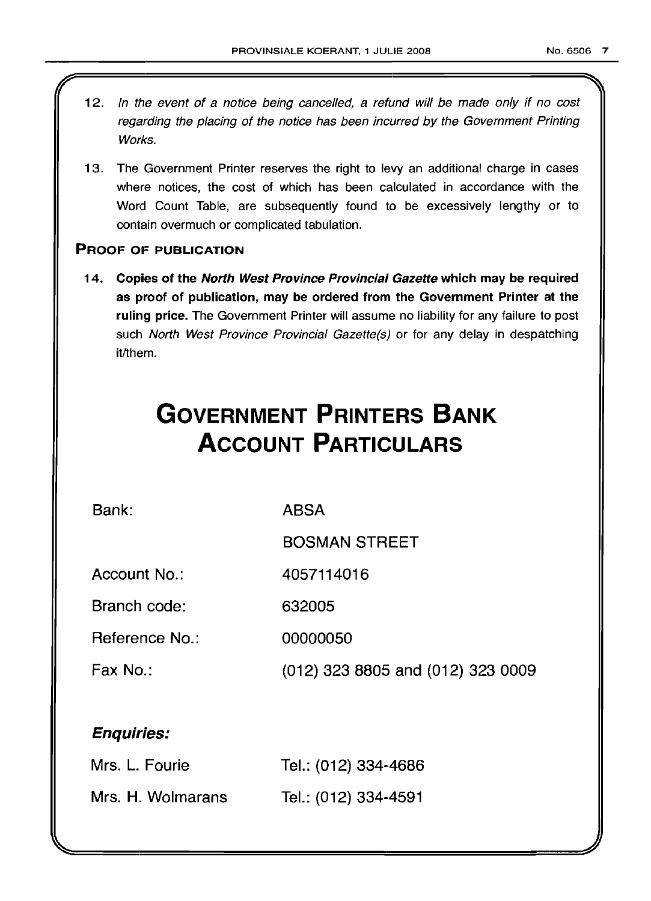12. *In the event of a notice being cancelled, a refund will be made only if no cost regarding the placing of the notice has been incurred by the Government Printing Works.*

13. The Government Printer reserves the right to levy an additional charge in cases where notices, the cost of which has been calculated in accordance with the Word Count Table, are subsequently found to be excessively lengthy or to contain overmuch or complicated tabulation.

### PROOF OF PUBLICATION

14. **Copies of the *North West Province Provincial Gazette* which may be required as proof of publication, may be ordered from the Government Printer at the ruling price.** The Government Printer will assume no liability for any failure to post such *North West Province Provincial Gazette(s)* or for any delay in despatching it/them.

# GOVERNMENT PRINTERS BANK ACCOUNT PARTICULARS

| | |
|---|---|
| Bank: | ABSA |
| | BOSMAN STREET |
| Account No.: | 4057114016 |
| Branch code: | 632005 |
| Reference No.: | 00000050 |
| Fax No.: | (012) 323 8805 and (012) 323 0009 |

***Enquiries:***

| | |
|---|---|
| Mrs. L. Fourie | Tel.: (012) 334-4686 |
| Mrs. H. Wolmarans | Tel.: (012) 334-4591 |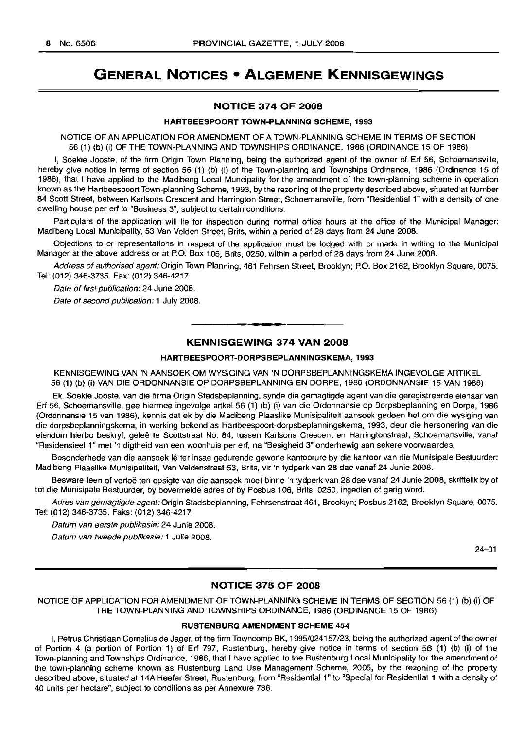# GENERAL NOTICES • ALGEMENE KENNISGEWINGS

## NOTICE 374 OF 2008

### HARTBEESPOORT TOWN-PLANNING SCHEME, 1993

NOTICE OF AN APPLICATION FOR AMENDMENT OF A TOWN-PLANNING SCHEME IN TERMS OF SECTION 56 (1) (b) (i) OF THE TOWN-PLANNING AND TOWNSHIPS ORDINANCE, 1986 (ORDINANCE 15 OF 1986)

I, Soekie Jooste, of the firm Origin Town Planning, being the authorized agent of the owner of Erf 56, Schoemansville, hereby give notice in terms of section 56 (1) (b) (i) of the Town-planning and Townships Ordinance, 1986 (Ordinance 15 of 1986), that I have applied to the Madibeng Local Municipality for the amendment of the town-planning scheme in operation known as the Hartbeespoort Town-planning Scheme, 1993, by the rezoning of the property described above, situated at Number 84 Scott Street, between Karlsons Crescent and Harrington Street, Schoemansville, from "Residential 1" with a density of one dwelling house per erf to "Business 3", subject to certain conditions.

Particulars of the application will lie for inspection during normal office hours at the office of the Municipal Manager: Madibeng Local Municipality, 53 Van Velden Street, Brits, within a period of 28 days from 24 June 2008.

Objections to or representations in respect of the application must be lodged with or made in writing to the Municipal Manager at the above address or at P.O. Box 106, Brits, 0250, within a period of 28 days from 24 June 2008.

*Address of authorised agent:* Origin Town Planning, 461 Fehrsen Street, Brooklyn; P.O. Box 2162, Brooklyn Square, 0075. Tel: (012) 346-3735. Fax: (012) 346-4217.

*Date of first publication:* 24 June 2008.

*Date of second publication:* 1 July 2008.

---

## KENNISGEWING 374 VAN 2008

### HARTBEESPOORT-DORPSBEPLANNINGSKEMA, 1993

KENNISGEWING VAN 'N AANSOEK OM WYSIGING VAN 'N DORPSBEPLANNINGSKEMA INGEVOLGE ARTIKEL 56 (1) (b) (i) VAN DIE ORDONNANSIE OP DORPSBEPLANNING EN DORPE, 1986 (ORDONNANSIE 15 VAN 1986)

Ek, Soekie Jooste, van die firma Origin Stadsbeplanning, synde die gemagtigde agent van die geregistreerde eienaar van Erf 56, Schoemansville, gee hiermee ingevolge artkel 56 (1) (b) (i) van die Ordonnansie op Dorpsbeplanning en Dorpe, 1986 (Ordonnansie 15 van 1986), kennis dat ek by die Madibeng Plaaslike Munisipaliteit aansoek gedoen het om die wysiging van die dorpsbeplanningskema, in werking bekend as Hartbeespoort-dorpsbeplanningskema, 1993, deur die hersonering van die eiendom hierbo beskryf, geleë te Scottstraat No. 84, tussen Karlsons Crescent en Harringtonstraat, Schoemansville, vanaf "Residensieel 1" met 'n digtheid van een woonhuis per erf, na "Besigheid 3" onderhewig aan sekere voorwaardes.

Besonderhede van die aansoek lê ter insae gedurende gewone kantoorure by die kantoor van die Munisipale Bestuurder: Madibeng Plaaslike Munisipaliteit, Van Veldenstraat 53, Brits, vir 'n tydperk van 28 dae vanaf 24 Junie 2008.

Besware teen of vertoë ten opsigte van die aansoek moet binne 'n tydperk van 28 dae vanaf 24 Junie 2008, skriftelik by of tot die Munisipale Bestuurder, by bovermelde adres of by Posbus 106, Brits, 0250, ingedien of gerig word.

*Adres van gemagtigde agent:* Origin Stadsbeplanning, Fehrsenstraat 461, Brooklyn; Posbus 2162, Brooklyn Square, 0075. Tel: (012) 346-3735. Faks: (012) 346-4217.

*Datum van eerste publikasie:* 24 Junie 2008.

*Datum van tweede publikasie:* 1 Julie 2008.

24–01

---

## NOTICE 375 OF 2008

NOTICE OF APPLICATION FOR AMENDMENT OF TOWN-PLANNING SCHEME IN TERMS OF SECTION 56 (1) (b) (i) OF THE TOWN-PLANNING AND TOWNSHIPS ORDINANCE, 1986 (ORDINANCE 15 OF 1986)

### RUSTENBURG AMENDMENT SCHEME 454

I, Petrus Christiaan Cornelius de Jager, of the firm Towncomp BK, 1995/024157/23, being the authorized agent of the owner of Portion 4 (a portion of Portion 1) of Erf 797, Rustenburg, hereby give notice in terms of section 56 (1) (b) (i) of the Town-planning and Townships Ordinance, 1986, that I have applied to the Rustenburg Local Municipality for the amendment of the town-planning scheme known as Rustenburg Land Use Management Scheme, 2005, by the rezoning of the property described above, situated at 14A Heefer Street, Rustenburg, from "Residential 1" to "Special for Residential 1 with a density of 40 units per hectare", subject to conditions as per Annexure 736.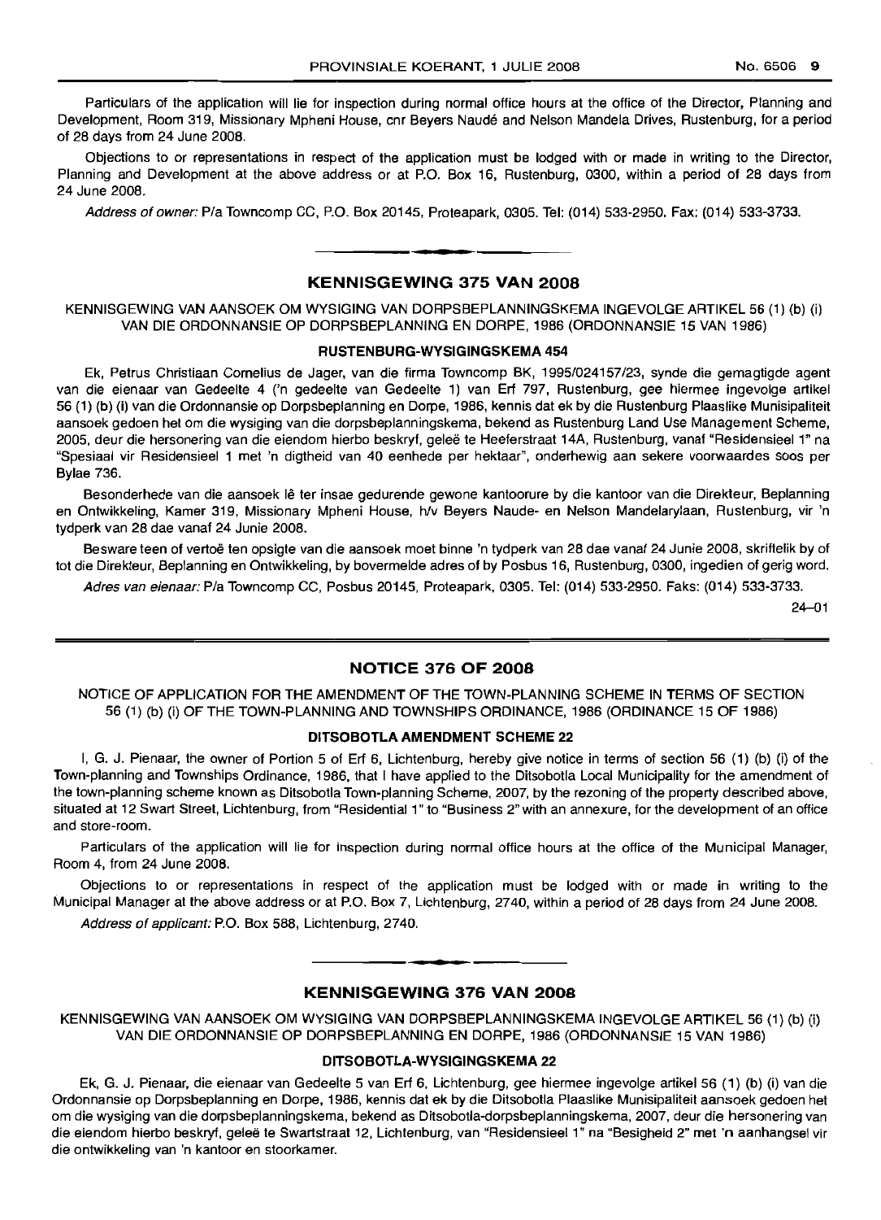Particulars of the application will lie for inspection during normal office hours at the office of the Director, Planning and Development, Room 319, Missionary Mpheni House, cnr Beyers Naudé and Nelson Mandela Drives, Rustenburg, for a period of 28 days from 24 June 2008.

Objections to or representations in respect of the application must be lodged with or made in writing to the Director, Planning and Development at the above address or at P.O. Box 16, Rustenburg, 0300, within a period of 28 days from 24 June 2008.

*Address of owner:* P/a Towncomp CC, P.O. Box 20145, Proteapark, 0305. Tel: (014) 533-2950. Fax: (014) 533-3733.

## KENNISGEWING 375 VAN 2008

KENNISGEWING VAN AANSOEK OM WYSIGING VAN DORPSBEPLANNINGSKEMA INGEVOLGE ARTIKEL 56 (1) (b) (i) VAN DIE ORDONNANSIE OP DORPSBEPLANNING EN DORPE, 1986 (ORDONNANSIE 15 VAN 1986)

### RUSTENBURG-WYSIGINGSKEMA 454

Ek, Petrus Christiaan Cornelius de Jager, van die firma Towncomp BK, 1995/024157/23, synde die gemagtigde agent van die eienaar van Gedeelte 4 ('n gedeelte van Gedeelte 1) van Erf 797, Rustenburg, gee hiermee ingevolge artikel 56 (1) (b) (i) van die Ordonnansie op Dorpsbeplanning en Dorpe, 1986, kennis dat ek by die Rustenburg Plaaslike Munisipaliteit aansoek gedoen het om die wysiging van die dorpsbeplanningskema, bekend as Rustenburg Land Use Management Scheme, 2005, deur die hersonering van die eiendom hierbo beskryf, geleë te Heeferstraat 14A, Rustenburg, vanaf "Residensieel 1" na "Spesiaal vir Residensieel 1 met 'n digtheid van 40 eenhede per hektaar", onderhewig aan sekere voorwaardes soos per Bylae 736.

Besonderhede van die aansoek lê ter insae gedurende gewone kantoorure by die kantoor van die Direkteur, Beplanning en Ontwikkeling, Kamer 319, Missionary Mpheni House, h/v Beyers Naude- en Nelson Mandelarylaan, Rustenburg, vir 'n tydperk van 28 dae vanaf 24 Junie 2008.

Besware teen of vertoë ten opsigte van die aansoek moet binne 'n tydperk van 28 dae vanaf 24 Junie 2008, skriftelik by of tot die Direkteur, Beplanning en Ontwikkeling, by bovermelde adres of by Posbus 16, Rustenburg, 0300, ingedien of gerig word.

*Adres van eienaar:* P/a Towncomp CC, Posbus 20145, Proteapark, 0305. Tel: (014) 533-2950. Faks: (014) 533-3733.

24–01

## NOTICE 376 OF 2008

NOTICE OF APPLICATION FOR THE AMENDMENT OF THE TOWN-PLANNING SCHEME IN TERMS OF SECTION 56 (1) (b) (i) OF THE TOWN-PLANNING AND TOWNSHIPS ORDINANCE, 1986 (ORDINANCE 15 OF 1986)

### DITSOBOTLA AMENDMENT SCHEME 22

I, G. J. Pienaar, the owner of Portion 5 of Erf 6, Lichtenburg, hereby give notice in terms of section 56 (1) (b) (i) of the Town-planning and Townships Ordinance, 1986, that I have applied to the Ditsobotla Local Municipality for the amendment of the town-planning scheme known as Ditsobotla Town-planning Scheme, 2007, by the rezoning of the property described above, situated at 12 Swart Street, Lichtenburg, from "Residential 1" to "Business 2" with an annexure, for the development of an office and store-room.

Particulars of the application will lie for inspection during normal office hours at the office of the Municipal Manager, Room 4, from 24 June 2008.

Objections to or representations in respect of the application must be lodged with or made in writing to the Municipal Manager at the above address or at P.O. Box 7, Lichtenburg, 2740, within a period of 28 days from 24 June 2008.

*Address of applicant:* P.O. Box 588, Lichtenburg, 2740.

## KENNISGEWING 376 VAN 2008

KENNISGEWING VAN AANSOEK OM WYSIGING VAN DORPSBEPLANNINGSKEMA INGEVOLGE ARTIKEL 56 (1) (b) (i) VAN DIE ORDONNANSIE OP DORPSBEPLANNING EN DORPE, 1986 (ORDONNANSIE 15 VAN 1986)

### DITSOBOTLA-WYSIGINGSKEMA 22

Ek, G. J. Pienaar, die eienaar van Gedeelte 5 van Erf 6, Lichtenburg, gee hiermee ingevolge artikel 56 (1) (b) (i) van die Ordonnansie op Dorpsbeplanning en Dorpe, 1986, kennis dat ek by die Ditsobotla Plaaslike Munisipaliteit aansoek gedoen het om die wysiging van die dorpsbeplanningskema, bekend as Ditsobotla-dorpsbeplanningskema, 2007, deur die hersonering van die eiendom hierbo beskryf, geleë te Swartstraat 12, Lichtenburg, van "Residensieel 1" na "Besigheid 2" met 'n aanhangsel vir die ontwikkeling van 'n kantoor en stoorkamer.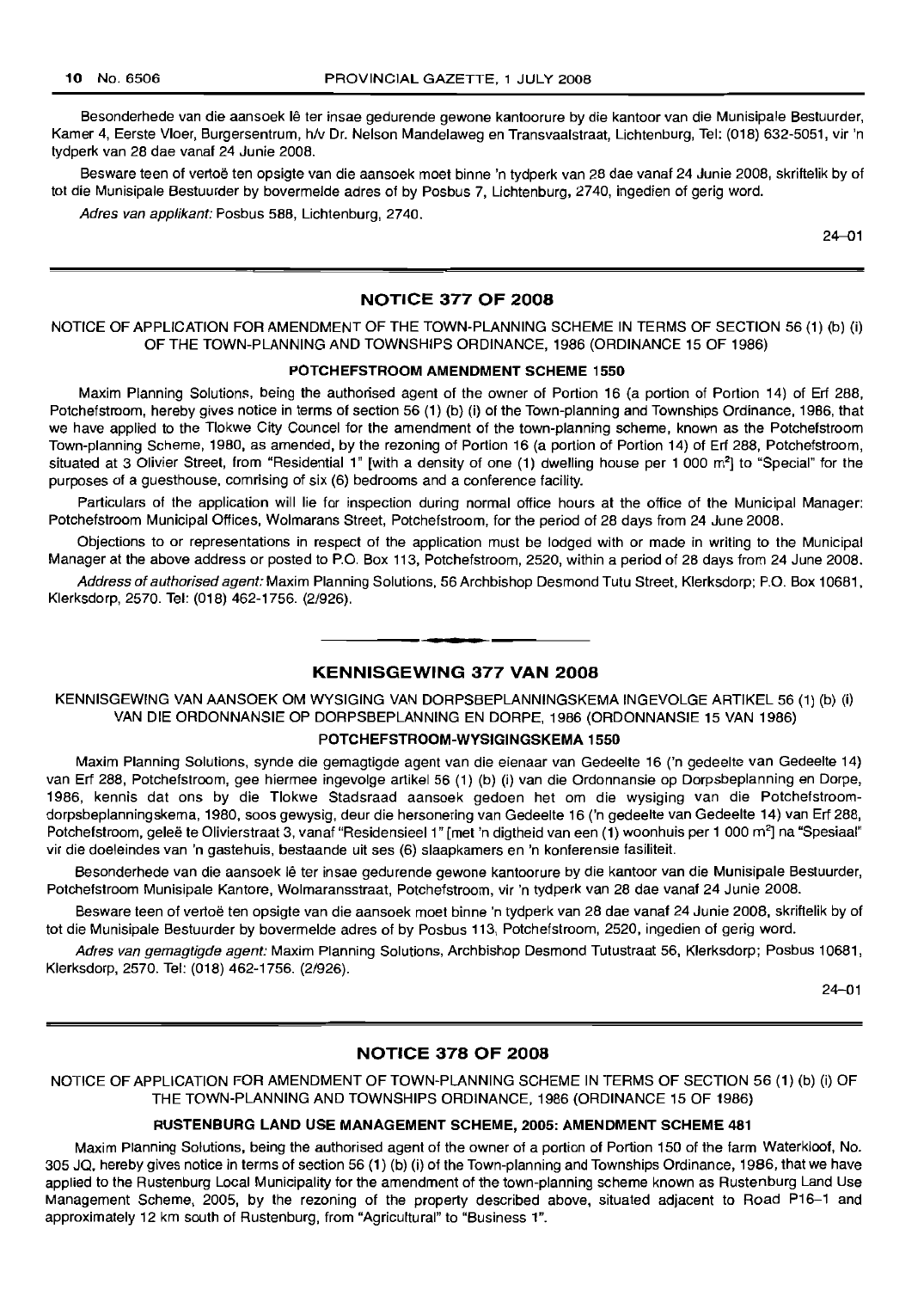Besonderhede van die aansoek lê ter insae gedurende gewone kantoorure by die kantoor van die Munisipale Bestuurder, Kamer 4, Eerste Vloer, Burgersentrum, h/v Dr. Nelson Mandelaweg en Transvaalstraat, Lichtenburg, Tel: (018) 632-5051, vir 'n tydperk van 28 dae vanaf 24 Junie 2008.

Besware teen of vertoë ten opsigte van die aansoek moet binne 'n tydperk van 28 dae vanaf 24 Junie 2008, skriftelik by of tot die Munisipale Bestuurder by bovermelde adres of by Posbus 7, Lichtenburg, 2740, ingedien of gerig word.

*Adres van applikant:* Posbus 588, Lichtenburg, 2740.

24–01

## NOTICE 377 OF 2008

NOTICE OF APPLICATION FOR AMENDMENT OF THE TOWN-PLANNING SCHEME IN TERMS OF SECTION 56 (1) (b) (i) OF THE TOWN-PLANNING AND TOWNSHIPS ORDINANCE, 1986 (ORDINANCE 15 OF 1986)

### POTCHEFSTROOM AMENDMENT SCHEME 1550

Maxim Planning Solutions, being the authorised agent of the owner of Portion 16 (a portion of Portion 14) of Erf 288, Potchefstroom, hereby gives notice in terms of section 56 (1) (b) (i) of the Town-planning and Townships Ordinance, 1986, that we have applied to the Tlokwe City Council for the amendment of the town-planning scheme, known as the Potchefstroom Town-planning Scheme, 1980, as amended, by the rezoning of Portion 16 (a portion of Portion 14) of Erf 288, Potchefstroom, situated at 3 Olivier Street, from "Residential 1" [with a density of one (1) dwelling house per 1 000 m²] to "Special" for the purposes of a guesthouse, comrising of six (6) bedrooms and a conference facility.

Particulars of the application will lie for inspection during normal office hours at the office of the Municipal Manager: Potchefstroom Municipal Offices, Wolmarans Street, Potchefstroom, for the period of 28 days from 24 June 2008.

Objections to or representations in respect of the application must be lodged with or made in writing to the Municipal Manager at the above address or posted to P.O. Box 113, Potchefstroom, 2520, within a period of 28 days from 24 June 2008.

*Address of authorised agent:* Maxim Planning Solutions, 56 Archbishop Desmond Tutu Street, Klerksdorp; P.O. Box 10681, Klerksdorp, 2570. Tel: (018) 462-1756. (2/926).

## KENNISGEWING 377 VAN 2008

KENNISGEWING VAN AANSOEK OM WYSIGING VAN DORPSBEPLANNINGSKEMA INGEVOLGE ARTIKEL 56 (1) (b) (i) VAN DIE ORDONNANSIE OP DORPSBEPLANNING EN DORPE, 1986 (ORDONNANSIE 15 VAN 1986)

### POTCHEFSTROOM-WYSIGINGSKEMA 1550

Maxim Planning Solutions, synde die gemagtigde agent van die eienaar van Gedeelte 16 ('n gedeelte van Gedeelte 14) van Erf 288, Potchefstroom, gee hiermee ingevolge artikel 56 (1) (b) (i) van die Ordonnansie op Dorpsbeplanning en Dorpe, 1986, kennis dat ons by die Tlokwe Stadsraad aansoek gedoen het om die wysiging van die Potchefstroom-dorpsbeplanningskema, 1980, soos gewysig, deur die hersonering van Gedeelte 16 ('n gedeelte van Gedeelte 14) van Erf 288, Potchefstroom, geleë te Olivierstraat 3, vanaf "Residensieel 1" [met 'n digtheid van een (1) woonhuis per 1 000 m²] na "Spesiaal" vir die doeleindes van 'n gastehuis, bestaande uit ses (6) slaapkamers en 'n konferensie fasiliteit.

Besonderhede van die aansoek lê ter insae gedurende gewone kantoorure by die kantoor van die Munisipale Bestuurder, Potchefstroom Munisipale Kantore, Wolmaransstraat, Potchefstroom, vir 'n tydperk van 28 dae vanaf 24 Junie 2008.

Besware teen of vertoë ten opsigte van die aansoek moet binne 'n tydperk van 28 dae vanaf 24 Junie 2008, skriftelik by of tot die Munisipale Bestuurder by bovermelde adres of by Posbus 113, Potchefstroom, 2520, ingedien of gerig word.

*Adres van gemagtigde agent:* Maxim Planning Solutions, Archbishop Desmond Tutustraat 56, Klerksdorp; Posbus 10681, Klerksdorp, 2570. Tel: (018) 462-1756. (2/926).

24–01

## NOTICE 378 OF 2008

NOTICE OF APPLICATION FOR AMENDMENT OF TOWN-PLANNING SCHEME IN TERMS OF SECTION 56 (1) (b) (i) OF THE TOWN-PLANNING AND TOWNSHIPS ORDINANCE, 1986 (ORDINANCE 15 OF 1986)

### RUSTENBURG LAND USE MANAGEMENT SCHEME, 2005: AMENDMENT SCHEME 481

Maxim Planning Solutions, being the authorised agent of the owner of a portion of Portion 150 of the farm Waterkloof, No. 305 JQ, hereby gives notice in terms of section 56 (1) (b) (i) of the Town-planning and Townships Ordinance, 1986, that we have applied to the Rustenburg Local Municipality for the amendment of the town-planning scheme known as Rustenburg Land Use Management Scheme, 2005, by the rezoning of the property described above, situated adjacent to Road P16–1 and approximately 12 km south of Rustenburg, from "Agricultural" to "Business 1".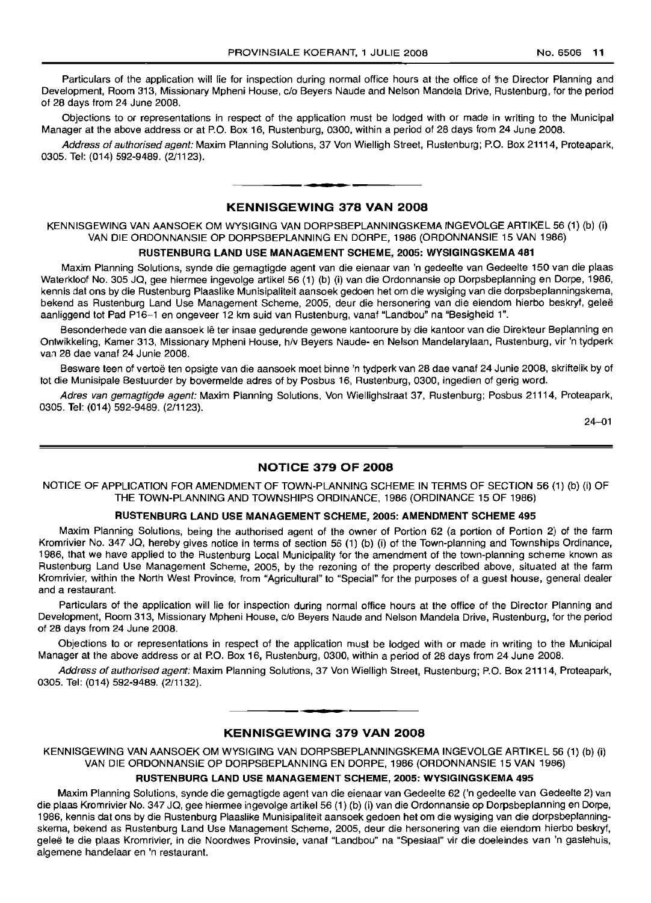Particulars of the application will lie for inspection during normal office hours at the office of the Director Planning and Development, Room 313, Missionary Mpheni House, c/o Beyers Naude and Nelson Mandela Drive, Rustenburg, for the period of 28 days from 24 June 2008.

Objections to or representations in respect of the application must be lodged with or made in writing to the Municipal Manager at the above address or at P.O. Box 16, Rustenburg, 0300, within a period of 28 days from 24 June 2008.

*Address of authorised agent:* Maxim Planning Solutions, 37 Von Wielligh Street, Rustenburg; P.O. Box 21114, Proteapark, 0305. Tel: (014) 592-9489. (2/1123).

## KENNISGEWING 378 VAN 2008

KENNISGEWING VAN AANSOEK OM WYSIGING VAN DORPSBEPLANNINGSKEMA INGEVOLGE ARTIKEL 56 (1) (b) (i) VAN DIE ORDONNANSIE OP DORPSBEPLANNING EN DORPE, 1986 (ORDONNANSIE 15 VAN 1986)

**RUSTENBURG LAND USE MANAGEMENT SCHEME, 2005: WYSIGINGSKEMA 481**

Maxim Planning Solutions, synde die gemagtigde agent van die eienaar van 'n gedeelte van Gedeelte 150 van die plaas Waterkloof No. 305 JQ, gee hiermee ingevolge artikel 56 (1) (b) (i) van die Ordonnansie op Dorpsbeplanning en Dorpe, 1986, kennis dat ons by die Rustenburg Plaaslike Munisipaliteit aansoek gedoen het om die wysiging van die dorpsbeplanningskema, bekend as Rustenburg Land Use Management Scheme, 2005, deur die hersonering van die eiendom hierbo beskryf, geleë aanliggend tot Pad P16-1 en ongeveer 12 km suid van Rustenburg, vanaf "Landbou" na "Besigheid 1".

Besonderhede van die aansoek lê ter insae gedurende gewone kantoorure by die kantoor van die Direkteur Beplanning en Ontwikkeling, Kamer 313, Missionary Mpheni House, h/v Beyers Naude- en Nelson Mandelarylaan, Rustenburg, vir 'n tydperk van 28 dae vanaf 24 Junie 2008.

Besware teen of vertoë ten opsigte van die aansoek moet binne 'n tydperk van 28 dae vanaf 24 Junie 2008, skriftelik by of tot die Munisipale Bestuurder by bovermelde adres of by Posbus 16, Rustenburg, 0300, ingedien of gerig word.

*Adres van gemagtigde agent:* Maxim Planning Solutions, Von Wiellighstraat 37, Rustenburg; Posbus 21114, Proteapark, 0305. Tel: (014) 592-9489. (2/1123).

24–01

## NOTICE 379 OF 2008

NOTICE OF APPLICATION FOR AMENDMENT OF TOWN-PLANNING SCHEME IN TERMS OF SECTION 56 (1) (b) (i) OF THE TOWN-PLANNING AND TOWNSHIPS ORDINANCE, 1986 (ORDINANCE 15 OF 1986)

**RUSTENBURG LAND USE MANAGEMENT SCHEME, 2005: AMENDMENT SCHEME 495**

Maxim Planning Solutions, being the authorised agent of the owner of Portion 62 (a portion of Portion 2) of the farm Kromrivier No. 347 JQ, hereby gives notice in terms of section 56 (1) (b) (i) of the Town-planning and Townships Ordinance, 1986, that we have applied to the Rustenburg Local Municipality for the amendment of the town-planning scheme known as Rustenburg Land Use Management Scheme, 2005, by the rezoning of the property described above, situated at the farm Kromrivier, within the North West Province, from "Agricultural" to "Special" for the purposes of a guest house, general dealer and a restaurant.

Particulars of the application will lie for inspection during normal office hours at the office of the Director Planning and Development, Room 313, Missionary Mpheni House, c/o Beyers Naude and Nelson Mandela Drive, Rustenburg, for the period of 28 days from 24 June 2008.

Objections to or representations in respect of the application must be lodged with or made in writing to the Municipal Manager at the above address or at P.O. Box 16, Rustenburg, 0300, within a period of 28 days from 24 June 2008.

*Address of authorised agent:* Maxim Planning Solutions, 37 Von Wielligh Street, Rustenburg; P.O. Box 21114, Proteapark, 0305. Tel: (014) 592-9489. (2/1132).

## KENNISGEWING 379 VAN 2008

KENNISGEWING VAN AANSOEK OM WYSIGING VAN DORPSBEPLANNINGSKEMA INGEVOLGE ARTIKEL 56 (1) (b) (i) VAN DIE ORDONNANSIE OP DORPSBEPLANNING EN DORPE, 1986 (ORDONNANSIE 15 VAN 1986)

**RUSTENBURG LAND USE MANAGEMENT SCHEME, 2005: WYSIGINGSKEMA 495**

Maxim Planning Solutions, synde die gemagtigde agent van die eienaar van Gedeelte 62 ('n gedeelte van Gedeelte 2) van die plaas Kromrivier No. 347 JQ, gee hiermee ingevolge artikel 56 (1) (b) (i) van die Ordonnansie op Dorpsbeplanning en Dorpe, 1986, kennis dat ons by die Rustenburg Plaaslike Munisipaliteit aansoek gedoen het om die wysiging van die dorpsbeplanningskema, bekend as Rustenburg Land Use Management Scheme, 2005, deur die hersonering van die eiendom hierbo beskryf, geleë te die plaas Kromrivier, in die Noordwes Provinsie, vanaf "Landbou" na "Spesiaal" vir die doeleindes van 'n gastehuis, algemene handelaar en 'n restaurant.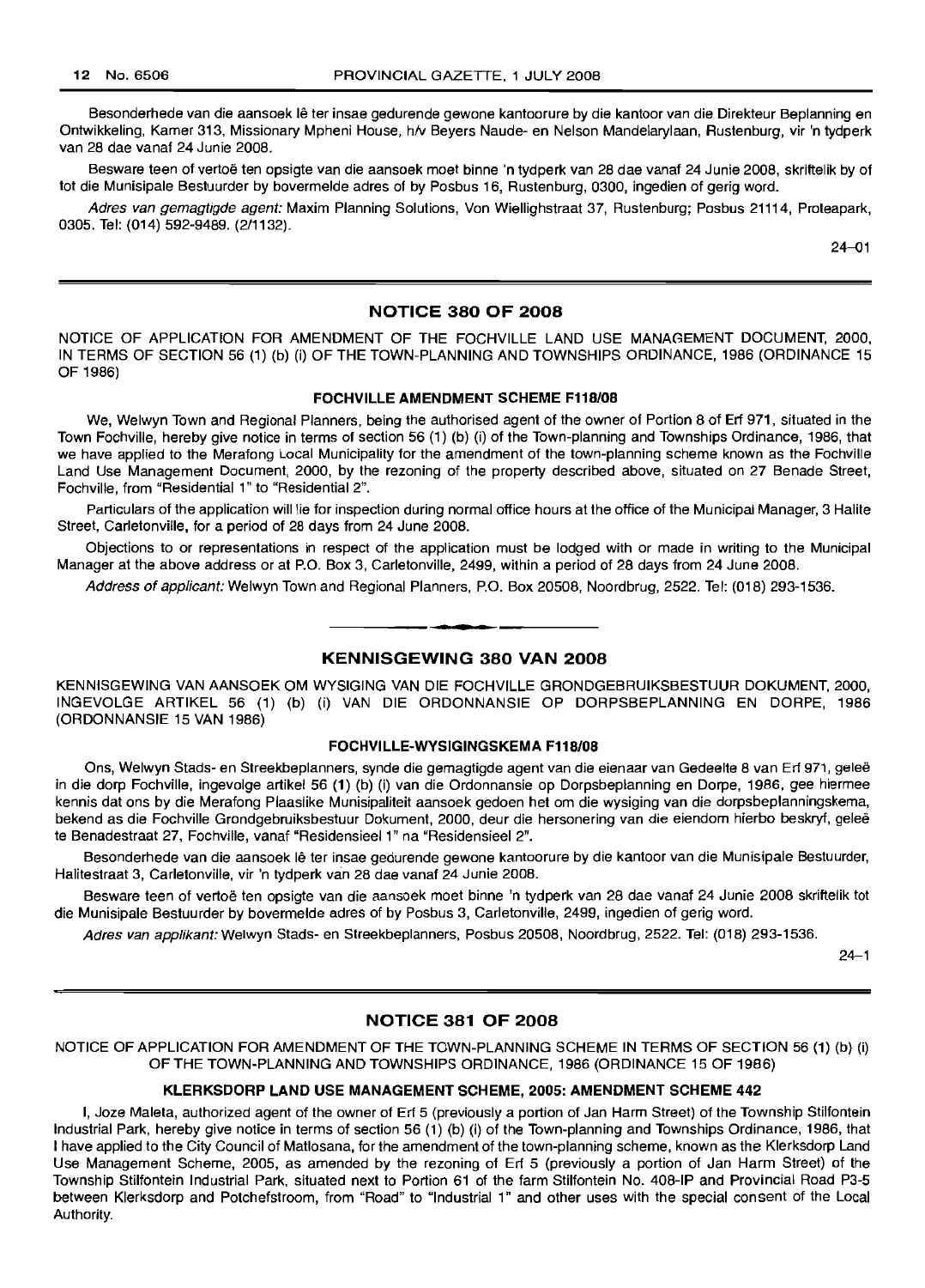Besonderhede van die aansoek lê ter insae gedurende gewone kantoorure by die kantoor van die Direkteur Beplanning en Ontwikkeling, Kamer 313, Missionary Mpheni House, h/v Beyers Naude- en Nelson Mandelarylaan, Rustenburg, vir 'n tydperk van 28 dae vanaf 24 Junie 2008.

Besware teen of vertoë ten opsigte van die aansoek moet binne 'n tydperk van 28 dae vanaf 24 Junie 2008, skriftelik by of tot die Munisipale Bestuurder by bovermelde adres of by Posbus 16, Rustenburg, 0300, ingedien of gerig word.

*Adres van gemagtigde agent:* Maxim Planning Solutions, Von Wiellighstraat 37, Rustenburg; Posbus 21114, Proteapark, 0305. Tel: (014) 592-9489. (2/1132).

24–01

## NOTICE 380 OF 2008

NOTICE OF APPLICATION FOR AMENDMENT OF THE FOCHVILLE LAND USE MANAGEMENT DOCUMENT, 2000, IN TERMS OF SECTION 56 (1) (b) (i) OF THE TOWN-PLANNING AND TOWNSHIPS ORDINANCE, 1986 (ORDINANCE 15 OF 1986)

### FOCHVILLE AMENDMENT SCHEME F118/08

We, Welwyn Town and Regional Planners, being the authorised agent of the owner of Portion 8 of Erf 971, situated in the Town Fochville, hereby give notice in terms of section 56 (1) (b) (i) of the Town-planning and Townships Ordinance, 1986, that we have applied to the Merafong Local Municipality for the amendment of the town-planning scheme known as the Fochville Land Use Management Document, 2000, by the rezoning of the property described above, situated on 27 Benade Street, Fochville, from "Residential 1" to "Residential 2".

Particulars of the application will lie for inspection during normal office hours at the office of the Municipal Manager, 3 Halite Street, Carletonville, for a period of 28 days from 24 June 2008.

Objections to or representations in respect of the application must be lodged with or made in writing to the Municipal Manager at the above address or at P.O. Box 3, Carletonville, 2499, within a period of 28 days from 24 June 2008.

*Address of applicant:* Welwyn Town and Regional Planners, P.O. Box 20508, Noordbrug, 2522. Tel: (018) 293-1536.

## KENNISGEWING 380 VAN 2008

KENNISGEWING VAN AANSOEK OM WYSIGING VAN DIE FOCHVILLE GRONDGEBRUIKSBESTUUR DOKUMENT, 2000, INGEVOLGE ARTIKEL 56 (1) (b) (i) VAN DIE ORDONNANSIE OP DORPSBEPLANNING EN DORPE, 1986 (ORDONNANSIE 15 VAN 1986)

### FOCHVILLE-WYSIGINGSKEMA F118/08

Ons, Welwyn Stads- en Streekbeplanners, synde die gemagtigde agent van die eienaar van Gedeelte 8 van Erf 971, geleë in die dorp Fochville, ingevolge artikel 56 (1) (b) (i) van die Ordonnansie op Dorpsbeplanning en Dorpe, 1986, gee hiermee kennis dat ons by die Merafong Plaaslike Munisipaliteit aansoek gedoen het om die wysiging van die dorpsbeplanningskema, bekend as die Fochville Grondgebruiksbestuur Dokument, 2000, deur die hersonering van die eiendom hierbo beskryf, geleë te Benadestraat 27, Fochville, vanaf "Residensieel 1" na "Residensieel 2".

Besonderhede van die aansoek lê ter insae gedurende gewone kantoorure by die kantoor van die Munisipale Bestuurder, Halitestraat 3, Carletonville, vir 'n tydperk van 28 dae vanaf 24 Junie 2008.

Besware teen of vertoë ten opsigte van die aansoek moet binne 'n tydperk van 28 dae vanaf 24 Junie 2008 skriftelik tot die Munisipale Bestuurder by bovermelde adres of by Posbus 3, Carletonville, 2499, ingedien of gerig word.

*Adres van applikant:* Welwyn Stads- en Streekbeplanners, Posbus 20508, Noordbrug, 2522. Tel: (018) 293-1536.

24–1

## NOTICE 381 OF 2008

NOTICE OF APPLICATION FOR AMENDMENT OF THE TOWN-PLANNING SCHEME IN TERMS OF SECTION 56 (1) (b) (i) OF THE TOWN-PLANNING AND TOWNSHIPS ORDINANCE, 1986 (ORDINANCE 15 OF 1986)

### KLERKSDORP LAND USE MANAGEMENT SCHEME, 2005: AMENDMENT SCHEME 442

I, Joze Maleta, authorized agent of the owner of Erf 5 (previously a portion of Jan Harm Street) of the Township Stilfontein Industrial Park, hereby give notice in terms of section 56 (1) (b) (i) of the Town-planning and Townships Ordinance, 1986, that I have applied to the City Council of Matlosana, for the amendment of the town-planning scheme, known as the Klerksdorp Land Use Management Scheme, 2005, as amended by the rezoning of Erf 5 (previously a portion of Jan Harm Street) of the Township Stilfontein Industrial Park, situated next to Portion 61 of the farm Stilfontein No. 408-IP and Provincial Road P3-5 between Klerksdorp and Potchefstroom, from "Road" to "Industrial 1" and other uses with the special consent of the Local Authority.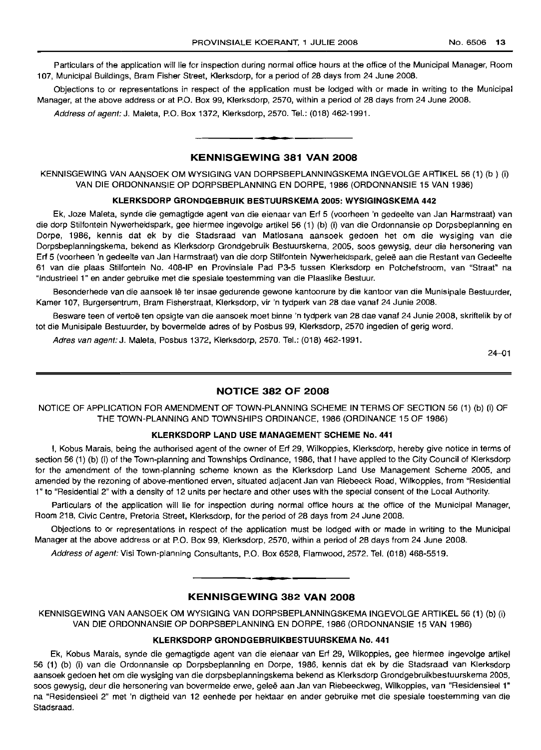Particulars of the application will lie for inspection during normal office hours at the office of the Municipal Manager, Room 107, Municipal Buildings, Bram Fisher Street, Klerksdorp, for a period of 28 days from 24 June 2008.

Objections to or representations in respect of the application must be lodged with or made in writing to the Municipal Manager, at the above address or at P.O. Box 99, Klerksdorp, 2570, within a period of 28 days from 24 June 2008.

*Address of agent:* J. Maleta, P.O. Box 1372, Klerksdorp, 2570. Tel.: (018) 462-1991.

---

## KENNISGEWING 381 VAN 2008

KENNISGEWING VAN AANSOEK OM WYSIGING VAN DORPSBEPLANNINGSKEMA INGEVOLGE ARTIKEL 56 (1) (b ) (i) VAN DIE ORDONNANSIE OP DORPSBEPLANNING EN DORPE, 1986 (ORDONNANSIE 15 VAN 1986)

### KLERKSDORP GRONDGEBRUIK BESTUURSKEMA 2005: WYSIGINGSKEMA 442

Ek, Joze Maleta, synde die gemagtigde agent van die eienaar van Erf 5 (voorheen 'n gedeelte van Jan Harmstraat) van die dorp Stilfontein Nywerheidspark, gee hiermee ingevolge artikel 56 (1) (b) (i) van die Ordonnansie op Dorpsbeplanning en Dorpe, 1986, kennis dat ek by die Stadsraad van Matlosana aansoek gedoen het om die wysiging van die Dorpsbeplanningskema, bekend as Klerksdorp Grondgebruik Bestuurskema, 2005, soos gewysig, deur die hersonering van Erf 5 (voorheen 'n gedeelte van Jan Harmstraat) van die dorp Stilfontein Nywerheidspark, geleë aan die Restant van Gedeelte 61 van die plaas Stilfontein No. 408-IP en Provinsiale Pad P3-5 tussen Klerksdorp en Potchefstroom, van "Straat" na "Industrieel 1" en ander gebruike met die spesiale toestemming van die Plaaslike Bestuur.

Besonderhede van die aansoek lê ter insae gedurende gewone kantoorure by die kantoor van die Munisipale Bestuurder, Kamer 107, Burgersentrum, Bram Fisherstraat, Klerksdorp, vir 'n tydperk van 28 dae vanaf 24 Junie 2008.

Besware teen of vertoë ten opsigte van die aansoek moet binne 'n tydperk van 28 dae vanaf 24 Junie 2008, skriftelik by of tot die Munisipale Bestuurder, by bovermelde adres of by Posbus 99, Klerksdorp, 2570 ingedien of gerig word.

*Adres van agent:* J. Maleta, Posbus 1372, Klerksdorp, 2570. Tel.: (018) 462-1991.

24–01

---

## NOTICE 382 OF 2008

NOTICE OF APPLICATION FOR AMENDMENT OF TOWN-PLANNING SCHEME IN TERMS OF SECTION 56 (1) (b) (i) OF THE TOWN-PLANNING AND TOWNSHIPS ORDINANCE, 1986 (ORDINANCE 15 OF 1986)

### KLERKSDORP LAND USE MANAGEMENT SCHEME No. 441

I, Kobus Marais, being the authorised agent of the owner of Erf 29, Wilkoppies, Klerksdorp, hereby give notice in terms of section 56 (1) (b) (i) of the Town-planning and Townships Ordinance, 1986, that I have applied to the City Council of Klerksdorp for the amendment of the town-planning scheme known as the Klerksdorp Land Use Management Scheme 2005, and amended by the rezoning of above-mentioned erven, situated adjacent Jan van Riebeeck Road, Wilkoppies, from "Residential 1" to "Residential 2" with a density of 12 units per hectare and other uses with the special consent of the Local Authority.

Particulars of the application will lie for inspection during normal office hours at the office of the Municipal Manager, Room 218, Civic Centre, Pretoria Street, Klerksdorp, for the period of 28 days from 24 June 2008.

Objections to or representations in respect of the application must be lodged with or made in writing to the Municipal Manager at the above address or at P.O. Box 99, Klerksdorp, 2570, within a period of 28 days from 24 June 2008.

*Address of agent:* Visi Town-planning Consultants, P.O. Box 6528, Flamwood, 2572. Tel. (018) 468-5519.

---

## KENNISGEWING 382 VAN 2008

KENNISGEWING VAN AANSOEK OM WYSIGING VAN DORPSBEPLANNINGSKEMA INGEVOLGE ARTIKEL 56 (1) (b) (i) VAN DIE ORDONNANSIE OP DORPSBEPLANNING EN DORPE, 1986 (ORDONNANSIE 15 VAN 1986)

### KLERKSDORP GRONDGEBRUIKBESTUURSKEMA No. 441

Ek, Kobus Marais, synde die gemagtigde agent van die eienaar van Erf 29, Wilkoppies, gee hiermee ingevolge artikel 56 (1) (b) (i) van die Ordonnansie op Dorpsbeplanning en Dorpe, 1986, kennis dat ek by die Stadsraad van Klerksdorp aansoek gedoen het om die wysiging van die dorpsbeplanningskema bekend as Klerksdorp Grondgebruikbestuurskema 2005, soos gewysig, deur die hersonering van bovermelde erwe, geleë aan Jan van Riebeeckweg, Wilkoppies, van "Residensieel 1" na "Residensieel 2" met 'n digtheid van 12 eenhede per hektaar en ander gebruike met die spesiale toestemming van die Stadsraad.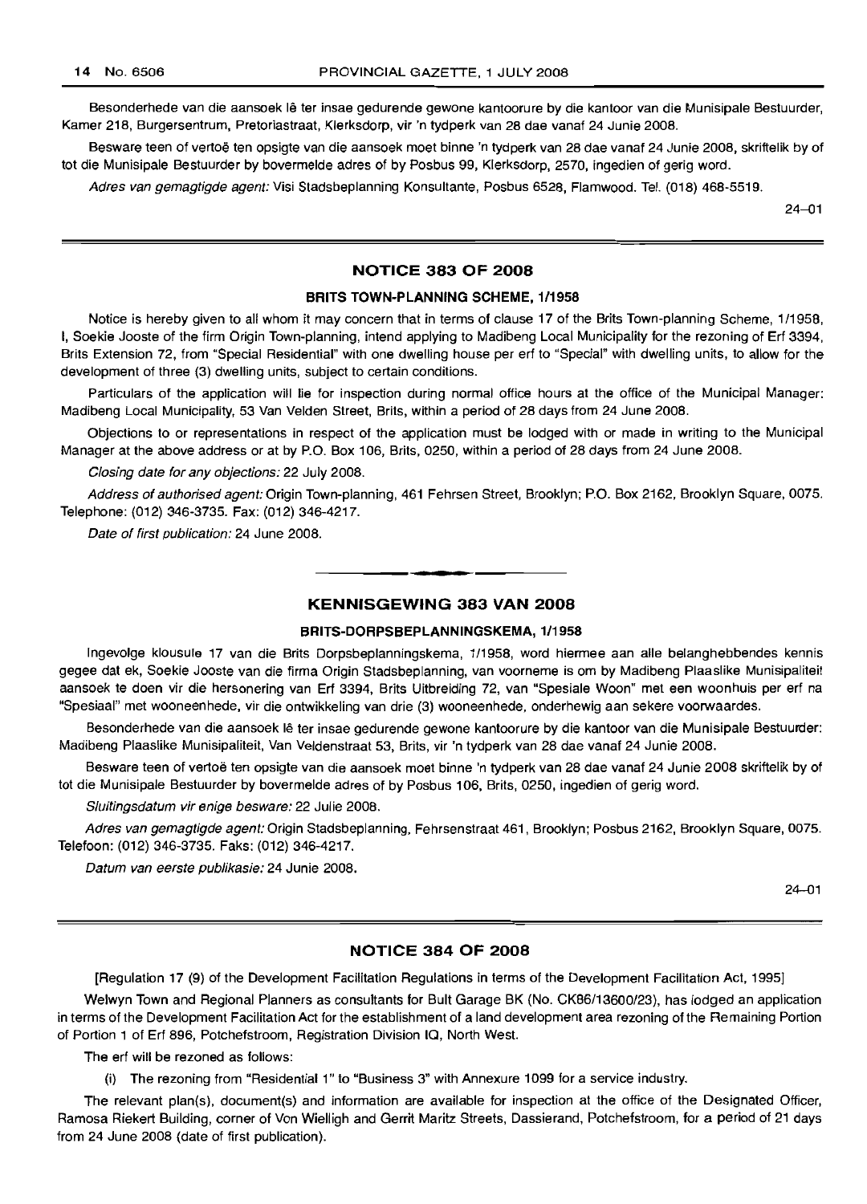Besonderhede van die aansoek lê ter insae gedurende gewone kantoorure by die kantoor van die Munisipale Bestuurder, Kamer 218, Burgersentrum, Pretoriastraat, Klerksdorp, vir 'n tydperk van 28 dae vanaf 24 Junie 2008.

Besware teen of vertoë ten opsigte van die aansoek moet binne 'n tydperk van 28 dae vanaf 24 Junie 2008, skriftelik by of tot die Munisipale Bestuurder by bovermelde adres of by Posbus 99, Klerksdorp, 2570, ingedien of gerig word.

*Adres van gemagtigde agent:* Visi Stadsbeplanning Konsultante, Posbus 6528, Flamwood. Tel. (018) 468-5519.

24–01

## NOTICE 383 OF 2008

### BRITS TOWN-PLANNING SCHEME, 1/1958

Notice is hereby given to all whom it may concern that in terms of clause 17 of the Brits Town-planning Scheme, 1/1958, I, Soekie Jooste of the firm Origin Town-planning, intend applying to Madibeng Local Municipality for the rezoning of Erf 3394, Brits Extension 72, from "Special Residential" with one dwelling house per erf to "Special" with dwelling units, to allow for the development of three (3) dwelling units, subject to certain conditions.

Particulars of the application will lie for inspection during normal office hours at the office of the Municipal Manager: Madibeng Local Municipality, 53 Van Velden Street, Brits, within a period of 28 days from 24 June 2008.

Objections to or representations in respect of the application must be lodged with or made in writing to the Municipal Manager at the above address or at by P.O. Box 106, Brits, 0250, within a period of 28 days from 24 June 2008.

*Closing date for any objections:* 22 July 2008.

*Address of authorised agent:* Origin Town-planning, 461 Fehrsen Street, Brooklyn; P.O. Box 2162, Brooklyn Square, 0075. Telephone: (012) 346-3735. Fax: (012) 346-4217.

*Date of first publication:* 24 June 2008.

## KENNISGEWING 383 VAN 2008

### BRITS-DORPSBEPLANNINGSKEMA, 1/1958

Ingevolge klousule 17 van die Brits Dorpsbeplanningskema, 1/1958, word hiermee aan alle belanghebbendes kennis gegee dat ek, Soekie Jooste van die firma Origin Stadsbeplanning, van voorneme is om by Madibeng Plaaslike Munisipaliteit aansoek te doen vir die hersonering van Erf 3394, Brits Uitbreiding 72, van "Spesiale Woon" met een woonhuis per erf na "Spesiaal" met wooneenhede, vir die ontwikkeling van drie (3) wooneenhede, onderhewig aan sekere voorwaardes.

Besonderhede van die aansoek lê ter insae gedurende gewone kantoorure by die kantoor van die Munisipale Bestuurder: Madibeng Plaaslike Munisipaliteit, Van Veldenstraat 53, Brits, vir 'n tydperk van 28 dae vanaf 24 Junie 2008.

Besware teen of vertoë ten opsigte van die aansoek moet binne 'n tydperk van 28 dae vanaf 24 Junie 2008 skriftelik by of tot die Munisipale Bestuurder by bovermelde adres of by Posbus 106, Brits, 0250, ingedien of gerig word.

*Sluitingsdatum vir enige besware:* 22 Julie 2008.

*Adres van gemagtigde agent:* Origin Stadsbeplanning, Fehrsenstraat 461, Brooklyn; Posbus 2162, Brooklyn Square, 0075. Telefoon: (012) 346-3735. Faks: (012) 346-4217.

*Datum van eerste publikasie:* 24 Junie 2008.

24–01

## NOTICE 384 OF 2008

[Regulation 17 (9) of the Development Facilitation Regulations in terms of the Development Facilitation Act, 1995]

Welwyn Town and Regional Planners as consultants for Bult Garage BK (No. CK86/13600/23), has lodged an application in terms of the Development Facilitation Act for the establishment of a land development area rezoning of the Remaining Portion of Portion 1 of Erf 896, Potchefstroom, Registration Division IQ, North West.

The erf will be rezoned as follows:

(i) The rezoning from "Residential 1" to "Business 3" with Annexure 1099 for a service industry.

The relevant plan(s), document(s) and information are available for inspection at the office of the Designated Officer, Ramosa Riekert Building, corner of Von Wielligh and Gerrit Maritz Streets, Dassierand, Potchefstroom, for a period of 21 days from 24 June 2008 (date of first publication).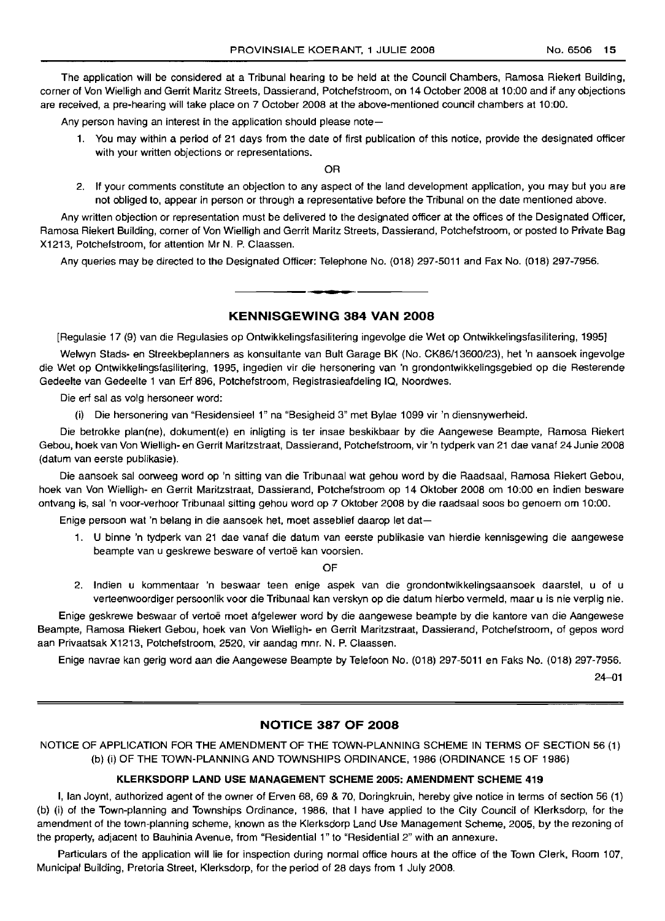The application will be considered at a Tribunal hearing to be held at the Council Chambers, Ramosa Riekert Building, corner of Von Wielligh and Gerrit Maritz Streets, Dassierand, Potchefstroom, on 14 October 2008 at 10:00 and if any objections are received, a pre-hearing will take place on 7 October 2008 at the above-mentioned council chambers at 10:00.

Any person having an interest in the application should please note—

1. You may within a period of 21 days from the date of first publication of this notice, provide the designated officer with your written objections or representations.

OR

2. If your comments constitute an objection to any aspect of the land development application, you may but you are not obliged to, appear in person or through a representative before the Tribunal on the date mentioned above.

Any written objection or representation must be delivered to the designated officer at the offices of the Designated Officer, Ramosa Riekert Building, corner of Von Wielligh and Gerrit Maritz Streets, Dassierand, Potchefstroom, or posted to Private Bag X1213, Potchefstroom, for attention Mr N. P. Claassen.

Any queries may be directed to the Designated Officer: Telephone No. (018) 297-5011 and Fax No. (018) 297-7956.

---

## KENNISGEWING 384 VAN 2008

[Regulasie 17 (9) van die Regulasies op Ontwikkelingsfasilitering ingevolge die Wet op Ontwikkelingsfasilitering, 1995]

Welwyn Stads- en Streekbeplanners as konsultante van Bult Garage BK (No. CK86/13600/23), het 'n aansoek ingevolge die Wet op Ontwikkelingsfasilitering, 1995, ingedien vir die hersonering van 'n grondontwikkelingsgebied op die Resterende Gedeelte van Gedeelte 1 van Erf 896, Potchefstroom, Registrasieafdeling IQ, Noordwes.

Die erf sal as volg hersoneer word:

(i) Die hersonering van "Residensieel 1" na "Besigheid 3" met Bylae 1099 vir 'n diensnywerheid.

Die betrokke plan(ne), dokument(e) en inligting is ter insae beskikbaar by die Aangewese Beampte, Ramosa Riekert Gebou, hoek van Von Wielligh- en Gerrit Maritzstraat, Dassierand, Potchefstroom, vir 'n tydperk van 21 dae vanaf 24 Junie 2008 (datum van eerste publikasie).

Die aansoek sal oorweeg word op 'n sitting van die Tribunaal wat gehou word by die Raadsaal, Ramosa Riekert Gebou, hoek van Von Wielligh- en Gerrit Maritzstraat, Dassierand, Potchefstroom op 14 Oktober 2008 om 10:00 en indien besware ontvang is, sal 'n voor-verhoor Tribunaal sitting gehou word op 7 Oktober 2008 by die raadsaal soos bo genoem om 10:00.

Enige persoon wat 'n belang in die aansoek het, moet asseblief daarop let dat—

1. U binne 'n tydperk van 21 dae vanaf die datum van eerste publikasie van hierdie kennisgewing die aangewese beampte van u geskrewe besware of vertoë kan voorsien.

OF

2. Indien u kommentaar 'n beswaar teen enige aspek van die grondontwikkelingsaansoek daarstel, u of u verteenwoordiger persoonlik voor die Tribunaal kan verskyn op die datum hierbo vermeld, maar u is nie verplig nie.

Enige geskrewe beswaar of vertoë moet afgelewer word by die aangewese beampte by die kantore van die Aangewese Beampte, Ramosa Riekert Gebou, hoek van Von Wielligh- en Gerrit Maritzstraat, Dassierand, Potchefstroom, of gepos word aan Privaatsak X1213, Potchefstroom, 2520, vir aandag mnr. N. P. Claassen.

Enige navrae kan gerig word aan die Aangewese Beampte by Telefoon No. (018) 297-5011 en Faks No. (018) 297-7956.

24–01

---

## NOTICE 387 OF 2008

NOTICE OF APPLICATION FOR THE AMENDMENT OF THE TOWN-PLANNING SCHEME IN TERMS OF SECTION 56 (1) (b) (i) OF THE TOWN-PLANNING AND TOWNSHIPS ORDINANCE, 1986 (ORDINANCE 15 OF 1986)

### KLERKSDORP LAND USE MANAGEMENT SCHEME 2005: AMENDMENT SCHEME 419

I, Ian Joynt, authorized agent of the owner of Erven 68, 69 & 70, Doringkruin, hereby give notice in terms of section 56 (1) (b) (i) of the Town-planning and Townships Ordinance, 1986, that I have applied to the City Council of Klerksdorp, for the amendment of the town-planning scheme, known as the Klerksdorp Land Use Management Scheme, 2005, by the rezoning of the property, adjacent to Bauhinia Avenue, from "Residential 1" to "Residential 2" with an annexure.

Particulars of the application will lie for inspection during normal office hours at the office of the Town Clerk, Room 107, Municipal Building, Pretoria Street, Klerksdorp, for the period of 28 days from 1 July 2008.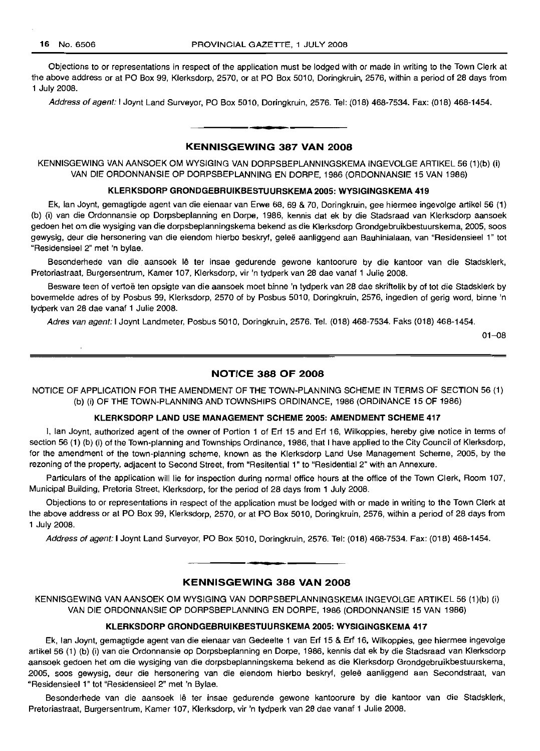Objections to or representations in respect of the application must be lodged with or made in writing to the Town Clerk at the above address or at PO Box 99, Klerksdorp, 2570, or at PO Box 5010, Doringkruin, 2576, within a period of 28 days from 1 July 2008.

*Address of agent:* I Joynt Land Surveyor, PO Box 5010, Doringkruin, 2576. Tel: (018) 468-7534. Fax: (018) 468-1454.

## KENNISGEWING 387 VAN 2008

KENNISGEWING VAN AANSOEK OM WYSIGING VAN DORPSBEPLANNINGSKEMA INGEVOLGE ARTIKEL 56 (1)(b) (i) VAN DIE ORDONNANSIE OP DORPSBEPLANNING EN DORPE, 1986 (ORDONNANSIE 15 VAN 1986)

### KLERKSDORP GRONDGEBRUIKBESTUURSKEMA 2005: WYSIGINGSKEMA 419

Ek, Ian Joynt, gemagtigde agent van die eienaar van Erwe 68, 69 & 70, Doringkruin, gee hiermee ingevolge artikel 56 (1) (b) (i) van die Ordonnansie op Dorpsbeplanning en Dorpe, 1986, kennis dat ek by die Stadsraad van Klerksdorp aansoek gedoen het om die wysiging van die dorpsbeplanningskema bekend as die Klerksdorp Grondgebruikbestuurskema, 2005, soos gewysig, deur die hersonering van die eiendom hierbo beskryf, geleë aanliggend aan Bauhinialaan, van "Residensieel 1" tot "Residensieel 2" met 'n bylae.

Besonderhede van die aansoek lê ter insae gedurende gewone kantoorure by die kantoor van die Stadsklerk, Pretoriastraat, Burgersentrum, Kamer 107, Klerksdorp, vir 'n tydperk van 28 dae vanaf 1 Julie 2008.

Besware teen of vertoë ten opsigte van die aansoek moet binne 'n tydperk van 28 dae skriftelik by of tot die Stadsklerk by bovermelde adres of by Posbus 99, Klerksdorp, 2570 of by Posbus 5010, Doringkruin, 2576, ingedien of gerig word, binne 'n tydperk van 28 dae vanaf 1 Julie 2008.

*Adres van agent:* I Joynt Landmeter, Posbus 5010, Doringkruin, 2576. Tel. (018) 468-7534. Faks (018) 468-1454.

01–08

## NOTICE 388 OF 2008

NOTICE OF APPLICATION FOR THE AMENDMENT OF THE TOWN-PLANNING SCHEME IN TERMS OF SECTION 56 (1) (b) (i) OF THE TOWN-PLANNING AND TOWNSHIPS ORDINANCE, 1986 (ORDINANCE 15 OF 1986)

### KLERKSDORP LAND USE MANAGEMENT SCHEME 2005: AMENDMENT SCHEME 417

I, Ian Joynt, authorized agent of the owner of Portion 1 of Erf 15 and Erf 16, Wilkoppies, hereby give notice in terms of section 56 (1) (b) (i) of the Town-planning and Townships Ordinance, 1986, that I have applied to the City Council of Klerksdorp, for the amendment of the town-planning scheme, known as the Klerksdorp Land Use Management Scheme, 2005, by the rezoning of the property, adjacent to Second Street, from "Resitential 1" to "Residential 2" with an Annexure.

Particulars of the application will lie for inspection during normal office hours at the office of the Town Clerk, Room 107, Municipal Building, Pretoria Street, Klerksdorp, for the period of 28 days from 1 July 2008.

Objections to or representations in respect of the application must be lodged with or made in writing to the Town Clerk at the above address or at PO Box 99, Klerksdorp, 2570, or at PO Box 5010, Doringkruin, 2576, within a period of 28 days from 1 July 2008.

*Address of agent:* I Joynt Land Surveyor, PO Box 5010, Doringkruin, 2576. Tel: (018) 468-7534. Fax: (018) 468-1454.

## KENNISGEWING 388 VAN 2008

KENNISGEWING VAN AANSOEK OM WYSIGING VAN DORPSBEPLANNINGSKEMA INGEVOLGE ARTIKEL 56 (1)(b) (i) VAN DIE ORDONNANSIE OP DORPSBEPLANNING EN DORPE, 1986 (ORDONNANSIE 15 VAN 1986)

### KLERKSDORP GRONDGEBRUIKBESTUURSKEMA 2005: WYSIGINGSKEMA 417

Ek, Ian Joynt, gemagtigde agent van die eienaar van Gedeelte 1 van Erf 15 & Erf 16, Wilkoppies, gee hiermee ingevolge artikel 56 (1) (b) (i) van die Ordonnansie op Dorpsbeplanning en Dorpe, 1986, kennis dat ek by die Stadsraad van Klerksdorp aansoek gedoen het om die wysiging van die dorpsbeplanningskema bekend as die Klerksdorp Grondgebruikbestuurskema, 2005, soos gewysig, deur die hersonering van die eiendom hierbo beskryf, geleë aanliggend aan Secondstraat, van "Residensieel 1" tot "Residensieel 2" met 'n Bylae.

Besonderhede van die aansoek lê ter insae gedurende gewone kantoorure by die kantoor van die Stadsklerk, Pretoriastraat, Burgersentrum, Kamer 107, Klerksdorp, vir 'n tydperk van 28 dae vanaf 1 Julie 2008.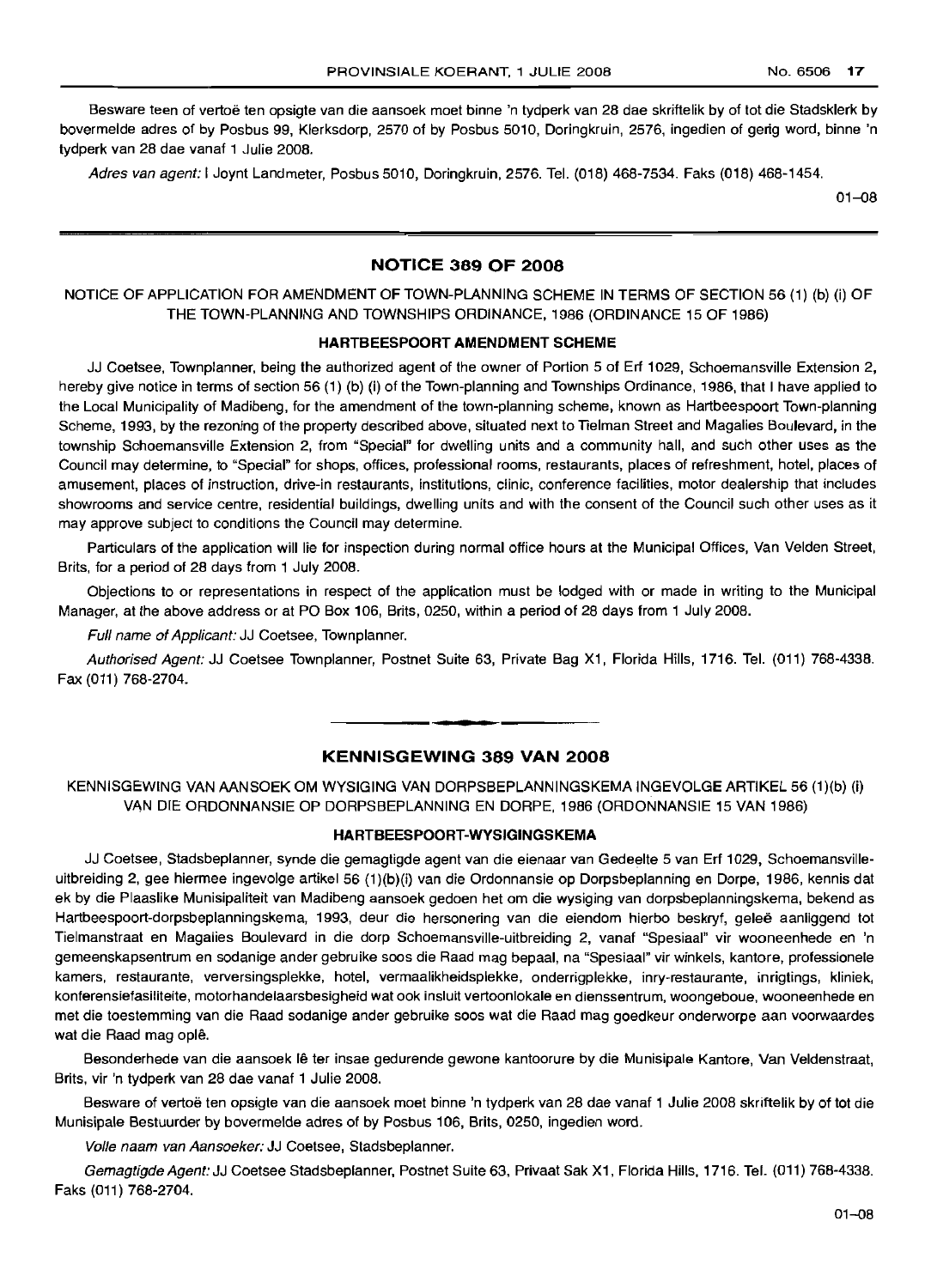Besware teen of vertoë ten opsigte van die aansoek moet binne 'n tydperk van 28 dae skriftelik by of tot die Stadsklerk by bovermelde adres of by Posbus 99, Klerksdorp, 2570 of by Posbus 5010, Doringkruin, 2576, ingedien of gerig word, binne 'n tydperk van 28 dae vanaf 1 Julie 2008.

*Adres van agent:* I Joynt Landmeter, Posbus 5010, Doringkruin, 2576. Tel. (018) 468-7534. Faks (018) 468-1454.

01–08

## NOTICE 389 OF 2008

NOTICE OF APPLICATION FOR AMENDMENT OF TOWN-PLANNING SCHEME IN TERMS OF SECTION 56 (1) (b) (i) OF THE TOWN-PLANNING AND TOWNSHIPS ORDINANCE, 1986 (ORDINANCE 15 OF 1986)

### HARTBEESPOORT AMENDMENT SCHEME

JJ Coetsee, Townplanner, being the authorized agent of the owner of Portion 5 of Erf 1029, Schoemansville Extension 2, hereby give notice in terms of section 56 (1) (b) (i) of the Town-planning and Townships Ordinance, 1986, that I have applied to the Local Municipality of Madibeng, for the amendment of the town-planning scheme, known as Hartbeespoort Town-planning Scheme, 1993, by the rezoning of the property described above, situated next to Tielman Street and Magalies Boulevard, in the township Schoemansville Extension 2, from "Special" for dwelling units and a community hall, and such other uses as the Council may determine, to "Special" for shops, offices, professional rooms, restaurants, places of refreshment, hotel, places of amusement, places of instruction, drive-in restaurants, institutions, clinic, conference facilities, motor dealership that includes showrooms and service centre, residential buildings, dwelling units and with the consent of the Council such other uses as it may approve subject to conditions the Council may determine.

Particulars of the application will lie for inspection during normal office hours at the Municipal Offices, Van Velden Street, Brits, for a period of 28 days from 1 July 2008.

Objections to or representations in respect of the application must be lodged with or made in writing to the Municipal Manager, at the above address or at PO Box 106, Brits, 0250, within a period of 28 days from 1 July 2008.

*Full name of Applicant:* JJ Coetsee, Townplanner.

*Authorised Agent:* JJ Coetsee Townplanner, Postnet Suite 63, Private Bag X1, Florida Hills, 1716. Tel. (011) 768-4338. Fax (011) 768-2704.

## KENNISGEWING 389 VAN 2008

KENNISGEWING VAN AANSOEK OM WYSIGING VAN DORPSBEPLANNINGSKEMA INGEVOLGE ARTIKEL 56 (1)(b) (i) VAN DIE ORDONNANSIE OP DORPSBEPLANNING EN DORPE, 1986 (ORDONNANSIE 15 VAN 1986)

### HARTBEESPOORT-WYSIGINGSKEMA

JJ Coetsee, Stadsbeplanner, synde die gemagtigde agent van die eienaar van Gedeelte 5 van Erf 1029, Schoemansville-uitbreiding 2, gee hiermee ingevolge artikel 56 (1)(b)(i) van die Ordonnansie op Dorpsbeplanning en Dorpe, 1986, kennis dat ek by die Plaaslike Munisipaliteit van Madibeng aansoek gedoen het om die wysiging van dorpsbeplanningskema, bekend as Hartbeespoort-dorpsbeplanningskema, 1993, deur die hersonering van die eiendom hierbo beskryf, geleë aanliggend tot Tielmanstraat en Magalies Boulevard in die dorp Schoemansville-uitbreiding 2, vanaf "Spesiaal" vir wooneenhede en 'n gemeenskapsentrum en sodanige ander gebruike soos die Raad mag bepaal, na "Spesiaal" vir winkels, kantore, professionele kamers, restaurante, verversingsplekke, hotel, vermaaklikheidsplekke, onderrigplekke, inry-restaurante, inrigtings, kliniek, konferensiefasiliteite, motorhandelaarsbesigheid wat ook insluit vertoonlokale en dienssentrum, woongeboue, wooneenhede en met die toestemming van die Raad sodanige ander gebruike soos wat die Raad mag goedkeur onderworpe aan voorwaardes wat die Raad mag oplê.

Besonderhede van die aansoek lê ter insae gedurende gewone kantoorure by die Munisipale Kantore, Van Veldenstraat, Brits, vir 'n tydperk van 28 dae vanaf 1 Julie 2008.

Besware of vertoë ten opsigte van die aansoek moet binne 'n tydperk van 28 dae vanaf 1 Julie 2008 skriftelik by of tot die Munisipale Bestuurder by bovermelde adres of by Posbus 106, Brits, 0250, ingedien word.

*Volle naam van Aansoeker:* JJ Coetsee, Stadsbeplanner.

*Gemagtigde Agent:* JJ Coetsee Stadsbeplanner, Postnet Suite 63, Privaat Sak X1, Florida Hills, 1716. Tel. (011) 768-4338. Faks (011) 768-2704.

01–08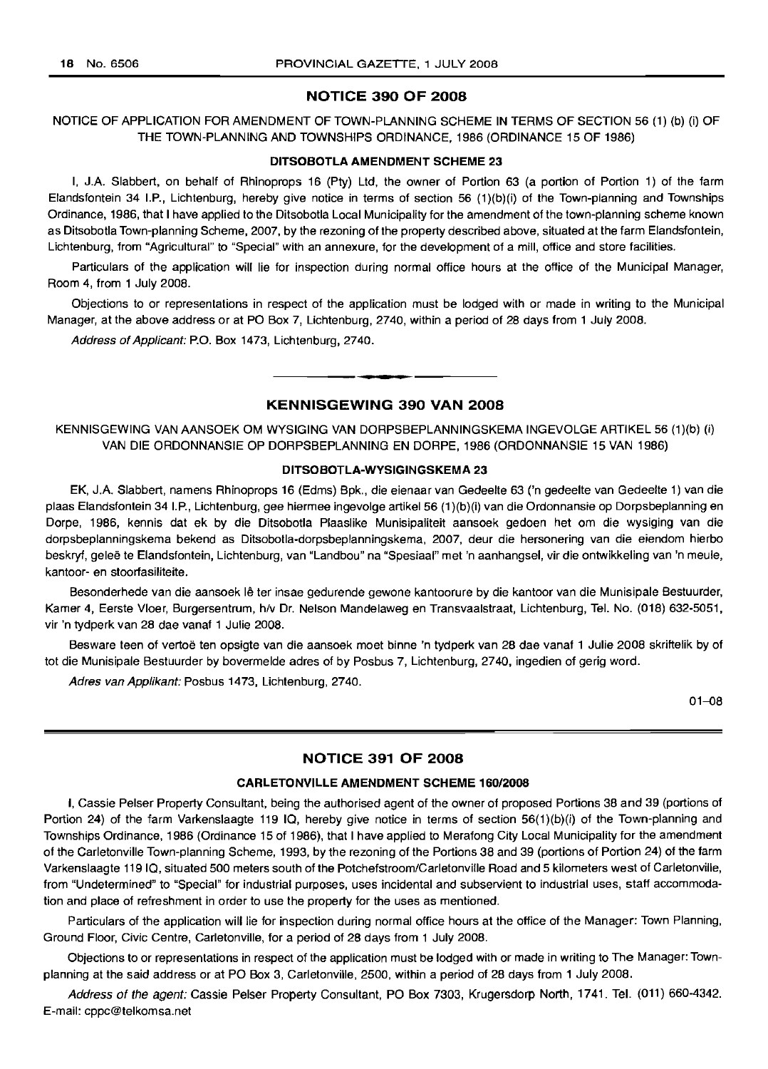## NOTICE 390 OF 2008

NOTICE OF APPLICATION FOR AMENDMENT OF TOWN-PLANNING SCHEME IN TERMS OF SECTION 56 (1) (b) (i) OF THE TOWN-PLANNING AND TOWNSHIPS ORDINANCE, 1986 (ORDINANCE 15 OF 1986)

### DITSOBOTLA AMENDMENT SCHEME 23

I, J.A. Slabbert, on behalf of Rhinoprops 16 (Pty) Ltd, the owner of Portion 63 (a portion of Portion 1) of the farm Elandsfontein 34 I.P., Lichtenburg, hereby give notice in terms of section 56 (1)(b)(i) of the Town-planning and Townships Ordinance, 1986, that I have applied to the Ditsobotla Local Municipality for the amendment of the town-planning scheme known as Ditsobotla Town-planning Scheme, 2007, by the rezoning of the property described above, situated at the farm Elandsfontein, Lichtenburg, from "Agricultural" to "Special" with an annexure, for the development of a mill, office and store facilities.

Particulars of the application will lie for inspection during normal office hours at the office of the Municipal Manager, Room 4, from 1 July 2008.

Objections to or representations in respect of the application must be lodged with or made in writing to the Municipal Manager, at the above address or at PO Box 7, Lichtenburg, 2740, within a period of 28 days from 1 July 2008.

*Address of Applicant:* P.O. Box 1473, Lichtenburg, 2740.

---

## KENNISGEWING 390 VAN 2008

KENNISGEWING VAN AANSOEK OM WYSIGING VAN DORPSBEPLANNINGSKEMA INGEVOLGE ARTIKEL 56 (1)(b) (i) VAN DIE ORDONNANSIE OP DORPSBEPLANNING EN DORPE, 1986 (ORDONNANSIE 15 VAN 1986)

### DITSOBOTLA-WYSIGINGSKEMA 23

EK, J.A. Slabbert, namens Rhinoprops 16 (Edms) Bpk., die eienaar van Gedeelte 63 ('n gedeelte van Gedeelte 1) van die plaas Elandsfontein 34 I.P., Lichtenburg, gee hiermee ingevolge artikel 56 (1)(b)(i) van die Ordonnansie op Dorpsbeplanning en Dorpe, 1986, kennis dat ek by die Ditsobotla Plaaslike Munisipaliteit aansoek gedoen het om die wysiging van die dorpsbeplanningskema bekend as Ditsobotla-dorpsbeplanningskema, 2007, deur die hersonering van die eiendom hierbo beskryf, geleë te Elandsfontein, Lichtenburg, van "Landbou" na "Spesiaal" met 'n aanhangsel, vir die ontwikkeling van 'n meule, kantoor- en stoorfasiliteite.

Besonderhede van die aansoek lê ter insae gedurende gewone kantoorure by die kantoor van die Munisipale Bestuurder, Kamer 4, Eerste Vloer, Burgersentrum, h/v Dr. Nelson Mandelaweg en Transvaalstraat, Lichtenburg, Tel. No. (018) 632-5051, vir 'n tydperk van 28 dae vanaf 1 Julie 2008.

Besware teen of vertoë ten opsigte van die aansoek moet binne 'n tydperk van 28 dae vanaf 1 Julie 2008 skriftelik by of tot die Munisipale Bestuurder by bovermelde adres of by Posbus 7, Lichtenburg, 2740, ingedien of gerig word.

*Adres van Applikant:* Posbus 1473, Lichtenburg, 2740.

01–08

---

## NOTICE 391 OF 2008

### CARLETONVILLE AMENDMENT SCHEME 160/2008

I, Cassie Pelser Property Consultant, being the authorised agent of the owner of proposed Portions 38 and 39 (portions of Portion 24) of the farm Varkenslaagte 119 IQ, hereby give notice in terms of section 56(1)(b)(i) of the Town-planning and Townships Ordinance, 1986 (Ordinance 15 of 1986), that I have applied to Merafong City Local Municipality for the amendment of the Carletonville Town-planning Scheme, 1993, by the rezoning of the Portions 38 and 39 (portions of Portion 24) of the farm Varkenslaagte 119 IQ, situated 500 meters south of the Potchefstroom/Carletonville Road and 5 kilometers west of Carletonville, from "Undetermined" to "Special" for industrial purposes, uses incidental and subservient to industrial uses, staff accommodation and place of refreshment in order to use the property for the uses as mentioned.

Particulars of the application will lie for inspection during normal office hours at the office of the Manager: Town Planning, Ground Floor, Civic Centre, Carletonville, for a period of 28 days from 1 July 2008.

Objections to or representations in respect of the application must be lodged with or made in writing to The Manager: Town-planning at the said address or at PO Box 3, Carletonville, 2500, within a period of 28 days from 1 July 2008.

*Address of the agent:* Cassie Pelser Property Consultant, PO Box 7303, Krugersdorp North, 1741. Tel. (011) 660-4342. E-mail: cppc@telkomsa.net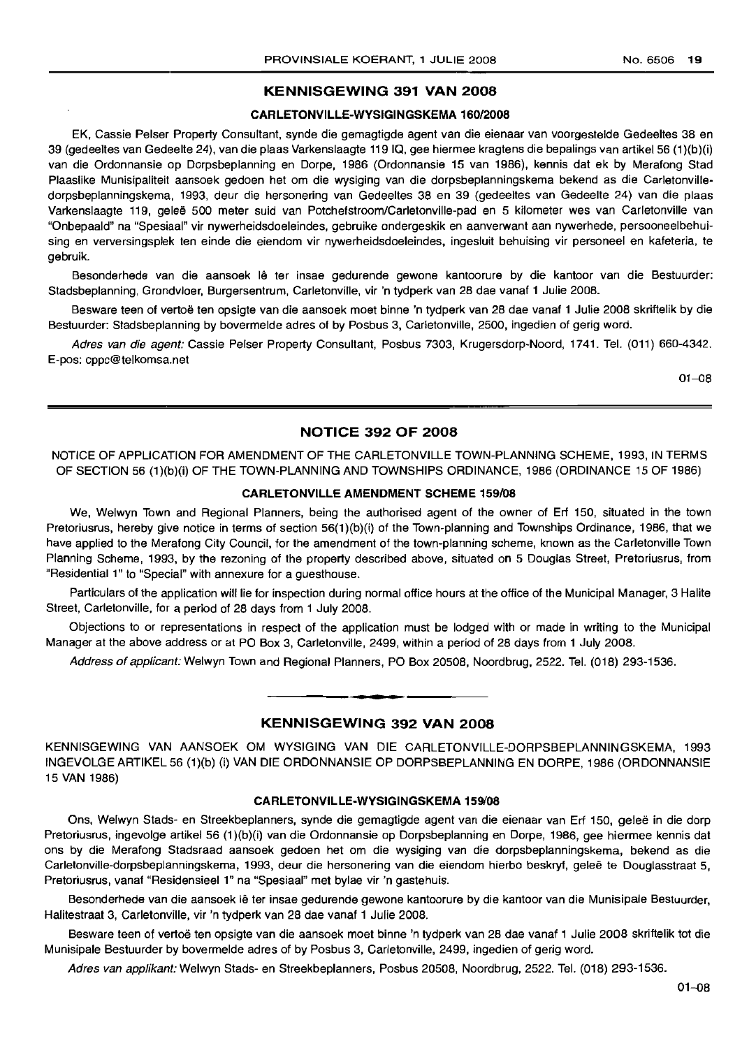## KENNISGEWING 391 VAN 2008

### CARLETONVILLE-WYSIGINGSKEMA 160/2008

EK, Cassie Pelser Property Consultant, synde die gemagtigde agent van die eienaar van voorgestelde Gedeeltes 38 en 39 (gedeeltes van Gedeelte 24), van die plaas Varkenslaagte 119 IQ, gee hiermee kragtens die bepalings van artikel 56 (1)(b)(i) van die Ordonnansie op Dorpsbeplanning en Dorpe, 1986 (Ordonnansie 15 van 1986), kennis dat ek by Merafong Stad Plaaslike Munisipaliteit aansoek gedoen het om die wysiging van die dorpsbeplanningskema bekend as die Carletonville-dorpsbeplanningskema, 1993, deur die hersonering van Gedeeltes 38 en 39 (gedeeltes van Gedeelte 24) van die plaas Varkenslaagte 119, geleë 500 meter suid van Potchefstroom/Carletonville-pad en 5 kilometer wes van Carletonville van "Onbepaald" na "Spesiaal" vir nywerheidsdoeleindes, gebruike ondergeskik en aanverwant aan nywerhede, persooneelbehuising en verversingsplek ten einde die eiendom vir nywerheidsdoeleindes, ingesluit behuising vir personeel en kafeteria, te gebruik.

Besonderhede van die aansoek lê ter insae gedurende gewone kantoorure by die kantoor van die Bestuurder: Stadsbeplanning, Grondvloer, Burgersentrum, Carletonville, vir 'n tydperk van 28 dae vanaf 1 Julie 2008.

Besware teen of vertoë ten opsigte van die aansoek moet binne 'n tydperk van 28 dae vanaf 1 Julie 2008 skriftelik by die Bestuurder: Stadsbeplanning by bovermelde adres of by Posbus 3, Carletonville, 2500, ingedien of gerig word.

*Adres van die agent:* Cassie Pelser Property Consultant, Posbus 7303, Krugersdorp-Noord, 1741. Tel. (011) 660-4342. E-pos: cppc@telkomsa.net

01–08

---

## NOTICE 392 OF 2008

NOTICE OF APPLICATION FOR AMENDMENT OF THE CARLETONVILLE TOWN-PLANNING SCHEME, 1993, IN TERMS OF SECTION 56 (1)(b)(i) OF THE TOWN-PLANNING AND TOWNSHIPS ORDINANCE, 1986 (ORDINANCE 15 OF 1986)

### CARLETONVILLE AMENDMENT SCHEME 159/08

We, Welwyn Town and Regional Planners, being the authorised agent of the owner of Erf 150, situated in the town Pretoriusrus, hereby give notice in terms of section 56(1)(b)(i) of the Town-planning and Townships Ordinance, 1986, that we have applied to the Merafong City Council, for the amendment of the town-planning scheme, known as the Carletonville Town Planning Scheme, 1993, by the rezoning of the property described above, situated on 5 Douglas Street, Pretoriusrus, from "Residential 1" to "Special" with annexure for a guesthouse.

Particulars of the application will lie for inspection during normal office hours at the office of the Municipal Manager, 3 Halite Street, Carletonville, for a period of 28 days from 1 July 2008.

Objections to or representations in respect of the application must be lodged with or made in writing to the Municipal Manager at the above address or at PO Box 3, Carletonville, 2499, within a period of 28 days from 1 July 2008.

*Address of applicant:* Welwyn Town and Regional Planners, PO Box 20508, Noordbrug, 2522. Tel. (018) 293-1536.

---

## KENNISGEWING 392 VAN 2008

KENNISGEWING VAN AANSOEK OM WYSIGING VAN DIE CARLETONVILLE-DORPSBEPLANNINGSKEMA, 1993 INGEVOLGE ARTIKEL 56 (1)(b) (i) VAN DIE ORDONNANSIE OP DORPSBEPLANNING EN DORPE, 1986 (ORDONNANSIE 15 VAN 1986)

### CARLETONVILLE-WYSIGINGSKEMA 159/08

Ons, Welwyn Stads- en Streekbeplanners, synde die gemagtigde agent van die eienaar van Erf 150, geleë in die dorp Pretoriusrus, ingevolge artikel 56 (1)(b)(i) van die Ordonnansie op Dorpsbeplanning en Dorpe, 1986, gee hiermee kennis dat ons by die Merafong Stadsraad aansoek gedoen het om die wysiging van die dorpsbeplanningskema, bekend as die Carletonville-dorpsbeplanningskema, 1993, deur die hersonering van die eiendom hierbo beskryf, geleë te Douglasstraat 5, Pretoriusrus, vanaf "Residensieel 1" na "Spesiaal" met bylae vir 'n gastehuis.

Besonderhede van die aansoek lê ter insae gedurende gewone kantoorure by die kantoor van die Munisipale Bestuurder, Halitestraat 3, Carletonville, vir 'n tydperk van 28 dae vanaf 1 Julie 2008.

Besware teen of vertoë ten opsigte van die aansoek moet binne 'n tydperk van 28 dae vanaf 1 Julie 2008 skriftelik tot die Munisipale Bestuurder by bovermelde adres of by Posbus 3, Carletonville, 2499, ingedien of gerig word.

*Adres van applikant:* Welwyn Stads- en Streekbeplanners, Posbus 20508, Noordbrug, 2522. Tel. (018) 293-1536.

01–08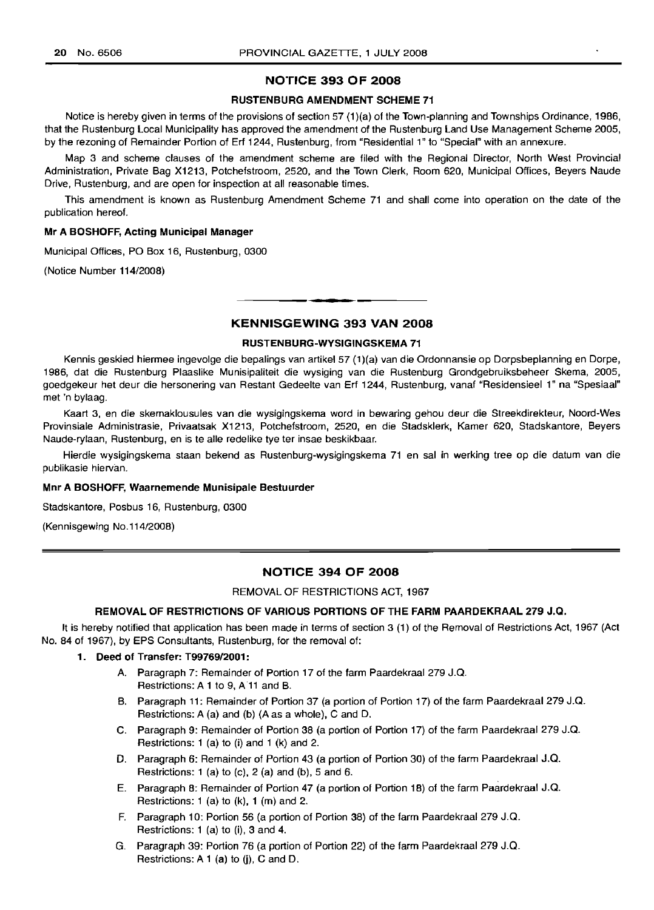## NOTICE 393 OF 2008

### RUSTENBURG AMENDMENT SCHEME 71

Notice is hereby given in terms of the provisions of section 57 (1)(a) of the Town-planning and Townships Ordinance, 1986, that the Rustenburg Local Municipality has approved the amendment of the Rustenburg Land Use Management Scheme 2005, by the rezoning of Remainder Portion of Erf 1244, Rustenburg, from "Residential 1" to "Special" with an annexure.

Map 3 and scheme clauses of the amendment scheme are filed with the Regional Director, North West Provincial Administration, Private Bag X1213, Potchefstroom, 2520, and the Town Clerk, Room 620, Municipal Offices, Beyers Naude Drive, Rustenburg, and are open for inspection at all reasonable times.

This amendment is known as Rustenburg Amendment Scheme 71 and shall come into operation on the date of the publication hereof.

**Mr A BOSHOFF, Acting Municipal Manager**

Municipal Offices, PO Box 16, Rustenburg, 0300

(Notice Number 114/2008)

---

## KENNISGEWING 393 VAN 2008

### RUSTENBURG-WYSIGINGSKEMA 71

Kennis geskied hiermee ingevolge die bepalings van artikel 57 (1)(a) van die Ordonnansie op Dorpsbeplanning en Dorpe, 1986, dat die Rustenburg Plaaslike Munisipaliteit die wysiging van die Rustenburg Grondgebruiksbeheer Skema, 2005, goedgekeur het deur die hersonering van Restant Gedeelte van Erf 1244, Rustenburg, vanaf "Residensieel 1" na "Spesiaal" met 'n bylaag.

Kaart 3, en die skemaklousules van die wysigingskema word in bewaring gehou deur die Streekdirekteur, Noord-Wes Provinsiale Administrasie, Privaatsak X1213, Potchefstroom, 2520, en die Stadsklerk, Kamer 620, Stadskantore, Beyers Naude-rylaan, Rustenburg, en is te alle redelike tye ter insae beskikbaar.

Hierdie wysigingskema staan bekend as Rustenburg-wysigingskema 71 en sal in werking tree op die datum van die publikasie hiervan.

**Mnr A BOSHOFF, Waarnemende Munisipale Bestuurder**

Stadskantore, Posbus 16, Rustenburg, 0300

(Kennisgewing No.114/2008)

---

## NOTICE 394 OF 2008

REMOVAL OF RESTRICTIONS ACT, 1967

### REMOVAL OF RESTRICTIONS OF VARIOUS PORTIONS OF THE FARM PAARDEKRAAL 279 J.Q.

It is hereby notified that application has been made in terms of section 3 (1) of the Removal of Restrictions Act, 1967 (Act No. 84 of 1967), by EPS Consultants, Rustenburg, for the removal of:

1. **Deed of Transfer: T99769/2001:**
   - A. Paragraph 7: Remainder of Portion 17 of the farm Paardekraal 279 J.Q. Restrictions: A 1 to 9, A 11 and B.
   - B. Paragraph 11: Remainder of Portion 37 (a portion of Portion 17) of the farm Paardekraal 279 J.Q. Restrictions: A (a) and (b) (A as a whole), C and D.
   - C. Paragraph 9: Remainder of Portion 38 (a portion of Portion 17) of the farm Paardekraal 279 J.Q. Restrictions: 1 (a) to (i) and 1 (k) and 2.
   - D. Paragraph 6: Remainder of Portion 43 (a portion of Portion 30) of the farm Paardekraal J.Q. Restrictions: 1 (a) to (c), 2 (a) and (b), 5 and 6.
   - E. Paragraph 8: Remainder of Portion 47 (a portion of Portion 18) of the farm Paardekraal J.Q. Restrictions: 1 (a) to (k), 1 (m) and 2.
   - F. Paragraph 10: Portion 56 (a portion of Portion 38) of the farm Paardekraal 279 J.Q. Restrictions: 1 (a) to (i), 3 and 4.
   - G. Paragraph 39: Portion 76 (a portion of Portion 22) of the farm Paardekraal 279 J.Q. Restrictions: A 1 (a) to (j), C and D.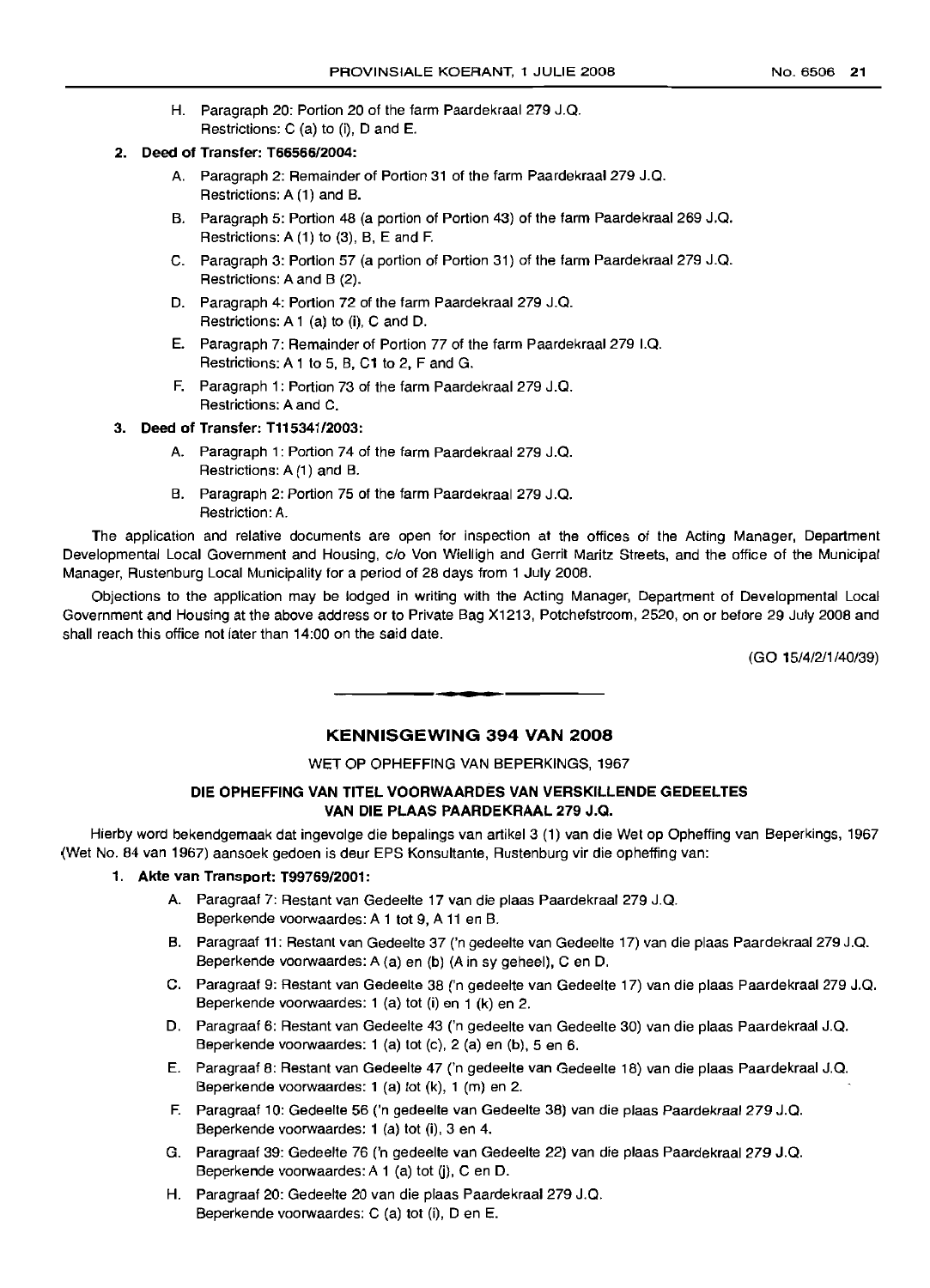H. Paragraph 20: Portion 20 of the farm Paardekraal 279 J.Q.
   Restrictions: C (a) to (i), D and E.

**2. Deed of Transfer: T66566/2004:**

A. Paragraph 2: Remainder of Portion 31 of the farm Paardekraal 279 J.Q.
   Restrictions: A (1) and B.

B. Paragraph 5: Portion 48 (a portion of Portion 43) of the farm Paardekraal 269 J.Q.
   Restrictions: A (1) to (3), B, E and F.

C. Paragraph 3: Portion 57 (a portion of Portion 31) of the farm Paardekraal 279 J.Q.
   Restrictions: A and B (2).

D. Paragraph 4: Portion 72 of the farm Paardekraal 279 J.Q.
   Restrictions: A 1 (a) to (i), C and D.

E. Paragraph 7: Remainder of Portion 77 of the farm Paardekraal 279 I.Q.
   Restrictions: A 1 to 5, B, C1 to 2, F and G.

F. Paragraph 1: Portion 73 of the farm Paardekraal 279 J.Q.
   Restrictions: A and C.

**3. Deed of Transfer: T115341/2003:**

A. Paragraph 1: Portion 74 of the farm Paardekraal 279 J.Q.
   Restrictions: A (1) and B.

B. Paragraph 2: Portion 75 of the farm Paardekraal 279 J.Q.
   Restriction: A.

The application and relative documents are open for inspection at the offices of the Acting Manager, Department Developmental Local Government and Housing, c/o Von Wielligh and Gerrit Maritz Streets, and the office of the Municipal Manager, Rustenburg Local Municipality for a period of 28 days from 1 July 2008.

Objections to the application may be lodged in writing with the Acting Manager, Department of Developmental Local Government and Housing at the above address or to Private Bag X1213, Potchefstroom, 2520, on or before 29 July 2008 and shall reach this office not later than 14:00 on the said date.

(GO 15/4/2/1/40/39)

---

## KENNISGEWING 394 VAN 2008

WET OP OPHEFFING VAN BEPERKINGS, 1967

### DIE OPHEFFING VAN TITEL VOORWAARDES VAN VERSKILLENDE GEDEELTES VAN DIE PLAAS PAARDEKRAAL 279 J.Q.

Hierby word bekendgemaak dat ingevolge die bepalings van artikel 3 (1) van die Wet op Opheffing van Beperkings, 1967 (Wet No. 84 van 1967) aansoek gedoen is deur EPS Konsultante, Rustenburg vir die opheffing van:

**1. Akte van Transport: T99769/2001:**

A. Paragraaf 7: Restant van Gedeelte 17 van die plaas Paardekraal 279 J.Q.
   Beperkende voorwaardes: A 1 tot 9, A 11 en B.

B. Paragraaf 11: Restant van Gedeelte 37 ('n gedeelte van Gedeelte 17) van die plaas Paardekraal 279 J.Q.
   Beperkende voorwaardes: A (a) en (b) (A in sy geheel), C en D.

C. Paragraaf 9: Restant van Gedeelte 38 ('n gedeelte van Gedeelte 17) van die plaas Paardekraal 279 J.Q.
   Beperkende voorwaardes: 1 (a) tot (i) en 1 (k) en 2.

D. Paragraaf 6: Restant van Gedeelte 43 ('n gedeelte van Gedeelte 30) van die plaas Paardekraal J.Q.
   Beperkende voorwaardes: 1 (a) tot (c), 2 (a) en (b), 5 en 6.

E. Paragraaf 8: Restant van Gedeelte 47 ('n gedeelte van Gedeelte 18) van die plaas Paardekraal J.Q.
   Beperkende voorwaardes: 1 (a) tot (k), 1 (m) en 2.

F. Paragraaf 10: Gedeelte 56 ('n gedeelte van Gedeelte 38) van die plaas Paardekraal 279 J.Q.
   Beperkende voorwaardes: 1 (a) tot (i), 3 en 4.

G. Paragraaf 39: Gedeelte 76 ('n gedeelte van Gedeelte 22) van die plaas Paardekraal 279 J.Q.
   Beperkende voorwaardes: A 1 (a) tot (j), C en D.

H. Paragraaf 20: Gedeelte 20 van die plaas Paardekraal 279 J.Q.
   Beperkende voorwaardes: C (a) tot (i), D en E.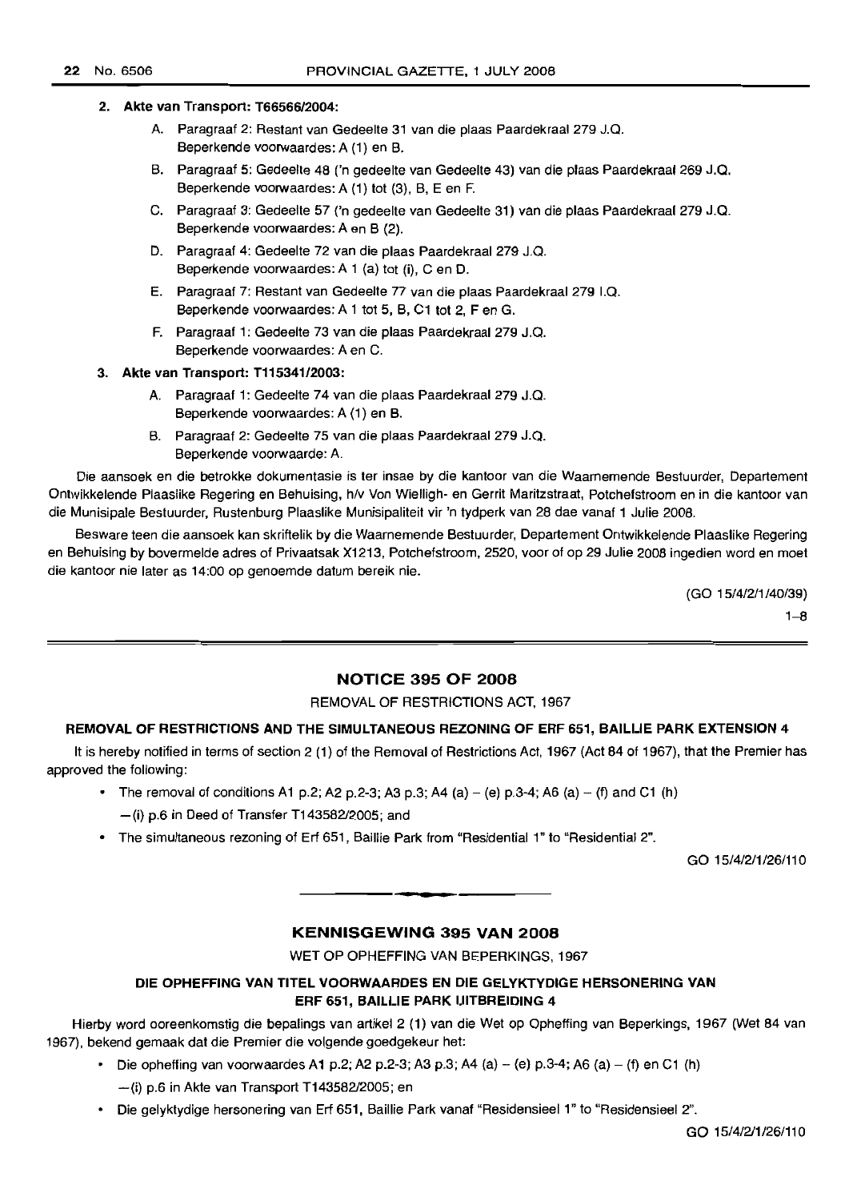2. **Akte van Transport: T66566/2004:**

   A. Paragraaf 2: Restant van Gedeelte 31 van die plaas Paardekraal 279 J.Q.
   Beperkende voorwaardes: A (1) en B.

   B. Paragraaf 5: Gedeelte 48 ('n gedeelte van Gedeelte 43) van die plaas Paardekraal 269 J.Q.
   Beperkende voorwaardes: A (1) tot (3), B, E en F.

   C. Paragraaf 3: Gedeelte 57 ('n gedeelte van Gedeelte 31) van die plaas Paardekraal 279 J.Q.
   Beperkende voorwaardes: A en B (2).

   D. Paragraaf 4: Gedeelte 72 van die plaas Paardekraal 279 J.Q.
   Beperkende voorwaardes: A 1 (a) tot (i), C en D.

   E. Paragraaf 7: Restant van Gedeelte 77 van die plaas Paardekraal 279 I.Q.
   Beperkende voorwaardes: A 1 tot 5, B, C1 tot 2, F en G.

   F. Paragraaf 1: Gedeelte 73 van die plaas Paardekraal 279 J.Q.
   Beperkende voorwaardes: A en C.

3. **Akte van Transport: T115341/2003:**

   A. Paragraaf 1: Gedeelte 74 van die plaas Paardekraal 279 J.Q.
   Beperkende voorwaardes: A (1) en B.

   B. Paragraaf 2: Gedeelte 75 van die plaas Paardekraal 279 J.Q.
   Beperkende voorwaarde: A.

Die aansoek en die betrokke dokumentasie is ter insae by die kantoor van die Waarnemende Bestuurder, Departement Ontwikkelende Plaaslike Regering en Behuising, h/v Von Wielligh- en Gerrit Maritzstraat, Potchefstroom en in die kantoor van die Munisipale Bestuurder, Rustenburg Plaaslike Munisipaliteit vir 'n tydperk van 28 dae vanaf 1 Julie 2008.

Besware teen die aansoek kan skriftelik by die Waarnemende Bestuurder, Departement Ontwikkelende Plaaslike Regering en Behuising by bovermelde adres of Privaatsak X1213, Potchefstroom, 2520, voor of op 29 Julie 2008 ingedien word en moet die kantoor nie later as 14:00 op genoemde datum bereik nie.

(GO 15/4/2/1/40/39)

1–8

---

## NOTICE 395 OF 2008

REMOVAL OF RESTRICTIONS ACT, 1967

### REMOVAL OF RESTRICTIONS AND THE SIMULTANEOUS REZONING OF ERF 651, BAILLIE PARK EXTENSION 4

It is hereby notified in terms of section 2 (1) of the Removal of Restrictions Act, 1967 (Act 84 of 1967), that the Premier has approved the following:

- The removal of conditions A1 p.2; A2 p.2-3; A3 p.3; A4 (a) – (e) p.3-4; A6 (a) – (f) and C1 (h) – (i) p.6 in Deed of Transfer T143582/2005; and
- The simultaneous rezoning of Erf 651, Baillie Park from "Residential 1" to "Residential 2".

GO 15/4/2/1/26/110

---

## KENNISGEWING 395 VAN 2008

WET OP OPHEFFING VAN BEPERKINGS, 1967

### DIE OPHEFFING VAN TITEL VOORWAARDES EN DIE GELYKTYDIGE HERSONERING VAN ERF 651, BAILLIE PARK UITBREIDING 4

Hierby word ooreenkomstig die bepalings van artikel 2 (1) van die Wet op Opheffing van Beperkings, 1967 (Wet 84 van 1967), bekend gemaak dat die Premier die volgende goedgekeur het:

- Die opheffing van voorwaardes A1 p.2; A2 p.2-3; A3 p.3; A4 (a) – (e) p.3-4; A6 (a) – (f) en C1 (h) – (i) p.6 in Akte van Transport T143582/2005; en
- Die gelyktydige hersonering van Erf 651, Baillie Park vanaf "Residensieel 1" to "Residensieel 2".

GO 15/4/2/1/26/110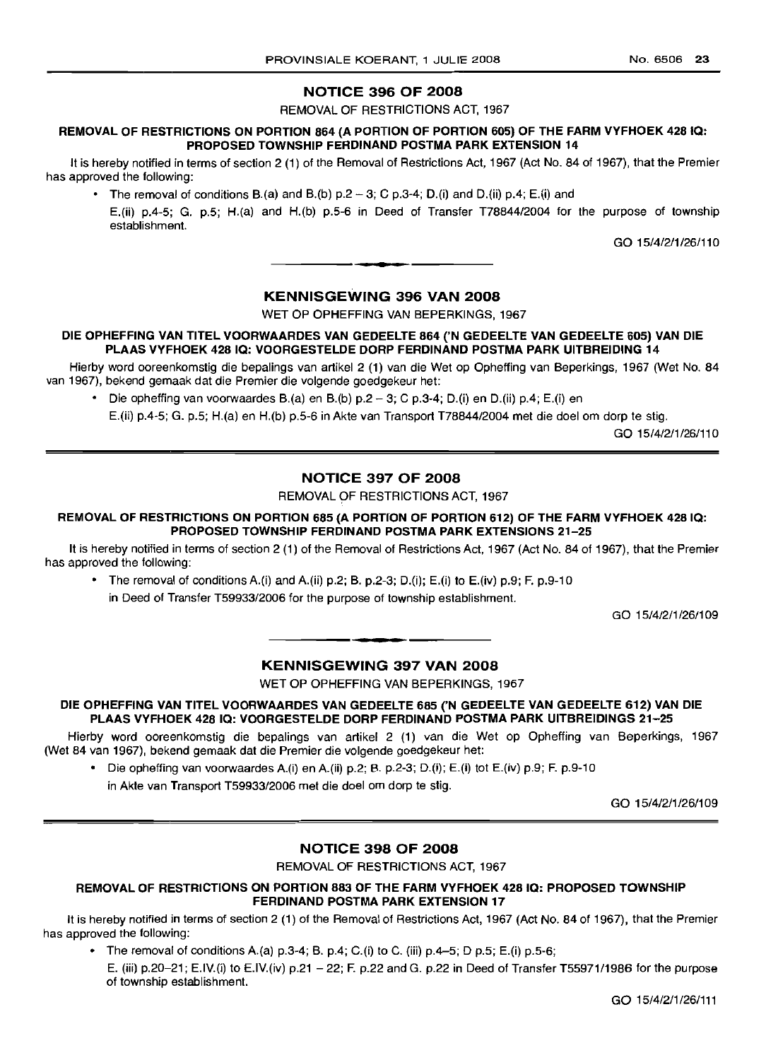## NOTICE 396 OF 2008

REMOVAL OF RESTRICTIONS ACT, 1967

**REMOVAL OF RESTRICTIONS ON PORTION 864 (A PORTION OF PORTION 605) OF THE FARM VYFHOEK 428 IQ: PROPOSED TOWNSHIP FERDINAND POSTMA PARK EXTENSION 14**

It is hereby notified in terms of section 2 (1) of the Removal of Restrictions Act, 1967 (Act No. 84 of 1967), that the Premier has approved the following:

- The removal of conditions B.(a) and B.(b) p.2 – 3; C p.3-4; D.(i) and D.(ii) p.4; E.(i) and E.(ii) p.4-5; G. p.5; H.(a) and H.(b) p.5-6 in Deed of Transfer T78844/2004 for the purpose of township establishment.

GO 15/4/2/1/26/110

## KENNISGEWING 396 VAN 2008

WET OP OPHEFFING VAN BEPERKINGS, 1967

**DIE OPHEFFING VAN TITEL VOORWAARDES VAN GEDEELTE 864 ('N GEDEELTE VAN GEDEELTE 605) VAN DIE PLAAS VYFHOEK 428 IQ: VOORGESTELDE DORP FERDINAND POSTMA PARK UITBREIDING 14**

Hierby word ooreenkomstig die bepalings van artikel 2 (1) van die Wet op Opheffing van Beperkings, 1967 (Wet No. 84 van 1967), bekend gemaak dat die Premier die volgende goedgekeur het:

- Die opheffing van voorwaardes B.(a) en B.(b) p.2 – 3; C p.3-4; D.(i) en D.(ii) p.4; E.(i) en E.(ii) p.4-5; G. p.5; H.(a) en H.(b) p.5-6 in Akte van Transport T78844/2004 met die doel om dorp te stig.

GO 15/4/2/1/26/110

## NOTICE 397 OF 2008

REMOVAL OF RESTRICTIONS ACT, 1967

**REMOVAL OF RESTRICTIONS ON PORTION 685 (A PORTION OF PORTION 612) OF THE FARM VYFHOEK 428 IQ: PROPOSED TOWNSHIP FERDINAND POSTMA PARK EXTENSIONS 21–25**

It is hereby notified in terms of section 2 (1) of the Removal of Restrictions Act, 1967 (Act No. 84 of 1967), that the Premier has approved the following:

- The removal of conditions A.(i) and A.(ii) p.2; B. p.2-3; D.(i); E.(i) to E.(iv) p.9; F. p.9-10 in Deed of Transfer T59933/2006 for the purpose of township establishment.

GO 15/4/2/1/26/109

## KENNISGEWING 397 VAN 2008

WET OP OPHEFFING VAN BEPERKINGS, 1967

**DIE OPHEFFING VAN TITEL VOORWAARDES VAN GEDEELTE 685 ('N GEDEELTE VAN GEDEELTE 612) VAN DIE PLAAS VYFHOEK 428 IQ: VOORGESTELDE DORP FERDINAND POSTMA PARK UITBREIDINGS 21–25**

Hierby word ooreenkomstig die bepalings van artikel 2 (1) van die Wet op Opheffing van Beperkings, 1967 (Wet 84 van 1967), bekend gemaak dat die Premier die volgende goedgekeur het:

- Die opheffing van voorwaardes A.(i) en A.(ii) p.2; B. p.2-3; D.(i); E.(i) tot E.(iv) p.9; F. p.9-10 in Akte van Transport T59933/2006 met die doel om dorp te stig.

GO 15/4/2/1/26/109

## NOTICE 398 OF 2008

REMOVAL OF RESTRICTIONS ACT, 1967

**REMOVAL OF RESTRICTIONS ON PORTION 883 OF THE FARM VYFHOEK 428 IQ: PROPOSED TOWNSHIP FERDINAND POSTMA PARK EXTENSION 17**

It is hereby notified in terms of section 2 (1) of the Removal of Restrictions Act, 1967 (Act No. 84 of 1967), that the Premier has approved the following:

- The removal of conditions A.(a) p.3-4; B. p.4; C.(i) to C. (iii) p.4–5; D p.5; E.(i) p.5-6; E. (iii) p.20–21; E.IV.(i) to E.IV.(iv) p.21 – 22; F. p.22 and G. p.22 in Deed of Transfer T55971/1986 for the purpose of township establishment.

GO 15/4/2/1/26/111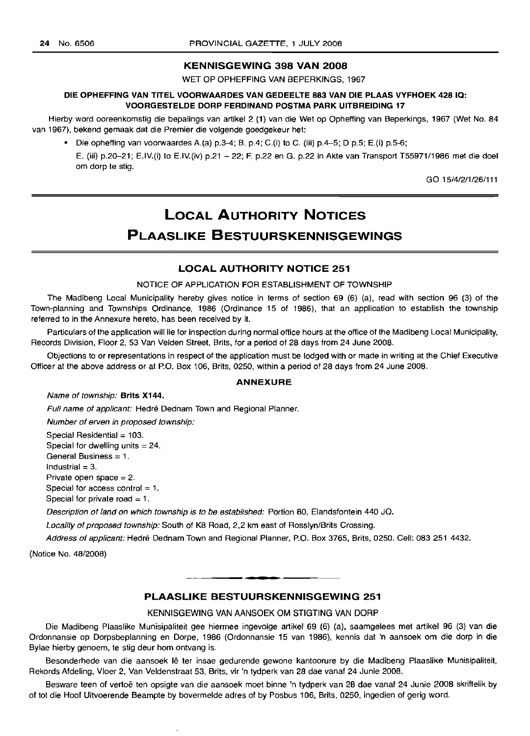## KENNISGEWING 398 VAN 2008

WET OP OPHEFFING VAN BEPERKINGS, 1967

**DIE OPHEFFING VAN TITEL VOORWAARDES VAN GEDEELTE 883 VAN DIE PLAAS VYFHOEK 428 IQ: VOORGESTELDE DORP FERDINAND POSTMA PARK UITBREIDING 17**

Hierby word ooreenkomstig die bepalings van artikel 2 (1) van die Wet op Opheffing van Beperkings, 1967 (Wet No. 84 van 1967), bekend gemaak dat die Premier die volgende goedgekeur het:

- Die opheffing van voorwaardes A.(a) p.3-4; B. p.4; C.(i) to C. (iii) p.4–5; D p.5; E.(i) p.5-6; E. (iii) p.20–21; E.IV.(i) to E.IV.(iv) p.21 – 22; F. p.22 en G. p.22 in Akte van Transport T55971/1986 met die doel om dorp te stig.

GO 15/4/2/1/26/111

# LOCAL AUTHORITY NOTICES

# PLAASLIKE BESTUURSKENNISGEWINGS

## LOCAL AUTHORITY NOTICE 251

NOTICE OF APPLICATION FOR ESTABLISHMENT OF TOWNSHIP

The Madibeng Local Municipality hereby gives notice in terms of section 69 (6) (a), read with section 96 (3) of the Town-planning and Townships Ordinance, 1986 (Ordinance 15 of 1986), that an application to establish the township referred to in the Annexure hereto, has been received by it.

Particulars of the application will lie for inspection during normal office hours at the office of the Madibeng Local Municipality, Records Division, Floor 2, 53 Van Velden Street, Brits, for a period of 28 days from 24 June 2008.

Objections to or representations in respect of the application must be lodged with or made in writing at the Chief Executive Officer at the above address or at P.O. Box 106, Brits, 0250, within a period of 28 days from 24 June 2008.

### ANNEXURE

*Name of township:* **Brits X144.**

*Full name of applicant:* Hedré Dednam Town and Regional Planner.

*Number of erven in proposed township:*

Special Residential = 103.
Special for dwelling units = 24.
General Business = 1.
Industrial = 3.
Private open space = 2.
Special for access control = 1.
Special for private road = 1.

*Description of land on which township is to be established:* Portion 80, Elandsfontein 440 JQ.

*Locality of proposed township:* South of K8 Road, 2,2 km east of Rosslyn/Brits Crossing.

*Address of applicant:* Hedré Dednam Town and Regional Planner, P.O. Box 3765, Brits, 0250. Cell: 083 251 4432.

(Notice No. 48/2008)

## PLAASLIKE BESTUURSKENNISGEWING 251

KENNISGEWING VAN AANSOEK OM STIGTING VAN DORP

Die Madibeng Plaaslike Munisipaliteit gee hiermee ingevolge artikel 69 (6) (a), saamgelees met artikel 96 (3) van die Ordonnansie op Dorpsbeplanning en Dorpe, 1986 (Ordonnansie 15 van 1986), kennis dat 'n aansoek om die dorp in die Bylae hierby genoem, te stig deur hom ontvang is.

Besonderhede van die aansoek lê ter insae gedurende gewone kantoorure by die Madibeng Plaaslike Munisipaliteit, Rekords Afdeling, Vloer 2, Van Veldenstraat 53, Brits, vir 'n tydperk van 28 dae vanaf 24 Junie 2008.

Besware teen of vertoë ten opsigte van die aansoek moet binne 'n tydperk van 28 dae vanaf 24 Junie 2008 skriftelik by of tot die Hoof Uitvoerende Beampte by bovermelde adres of by Posbus 106, Brits, 0250, ingedien of gerig word.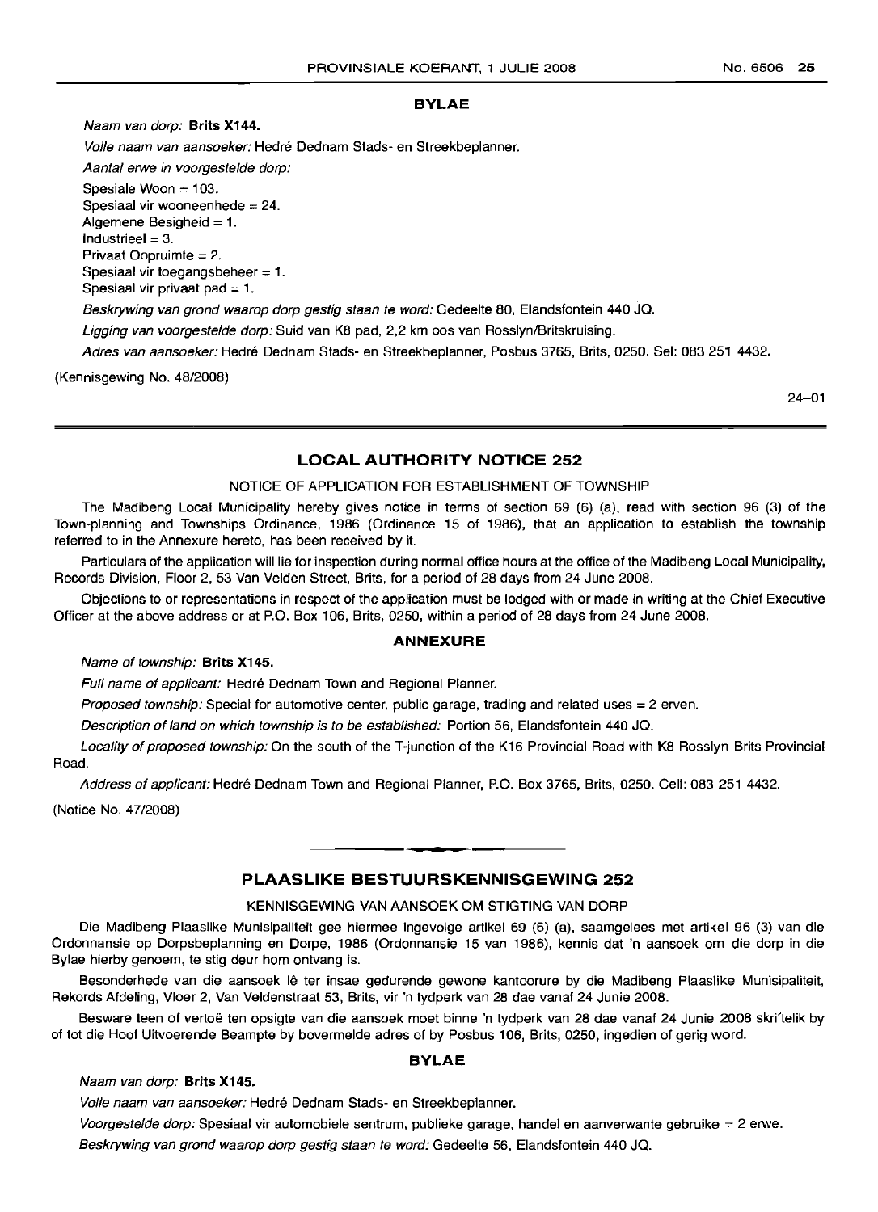### BYLAE

*Naam van dorp:* **Brits X144.**

*Volle naam van aansoeker:* Hedré Dednam Stads- en Streekbeplanner.

*Aantal erwe in voorgestelde dorp:*

Spesiale Woon = 103.
Spesiaal vir wooneenhede = 24.
Algemene Besigheid = 1.
Industrieel = 3.
Privaat Oopruimte = 2.
Spesiaal vir toegangsbeheer = 1.
Spesiaal vir privaat pad = 1.

*Beskrywing van grond waarop dorp gestig staan te word:* Gedeelte 80, Elandsfontein 440 JQ.

*Ligging van voorgestelde dorp:* Suid van K8 pad, 2,2 km oos van Rosslyn/Britskruising.

*Adres van aansoeker:* Hedré Dednam Stads- en Streekbeplanner, Posbus 3765, Brits, 0250. Sel: 083 251 4432.

(Kennisgewing No. 48/2008)

24–01

## LOCAL AUTHORITY NOTICE 252

NOTICE OF APPLICATION FOR ESTABLISHMENT OF TOWNSHIP

The Madibeng Local Municipality hereby gives notice in terms of section 69 (6) (a), read with section 96 (3) of the Town-planning and Townships Ordinance, 1986 (Ordinance 15 of 1986), that an application to establish the township referred to in the Annexure hereto, has been received by it.

Particulars of the application will lie for inspection during normal office hours at the office of the Madibeng Local Municipality, Records Division, Floor 2, 53 Van Velden Street, Brits, for a period of 28 days from 24 June 2008.

Objections to or representations in respect of the application must be lodged with or made in writing at the Chief Executive Officer at the above address or at P.O. Box 106, Brits, 0250, within a period of 28 days from 24 June 2008.

### ANNEXURE

*Name of township:* **Brits X145.**

*Full name of applicant:* Hedré Dednam Town and Regional Planner.

*Proposed township:* Special for automotive center, public garage, trading and related uses = 2 erven.

*Description of land on which township is to be established:* Portion 56, Elandsfontein 440 JQ.

*Locality of proposed township:* On the south of the T-junction of the K16 Provincial Road with K8 Rosslyn-Brits Provincial Road.

*Address of applicant:* Hedré Dednam Town and Regional Planner, P.O. Box 3765, Brits, 0250. Cell: 083 251 4432.

(Notice No. 47/2008)

---

## PLAASLIKE BESTUURSKENNISGEWING 252

KENNISGEWING VAN AANSOEK OM STIGTING VAN DORP

Die Madibeng Plaaslike Munisipaliteit gee hiermee ingevolge artikel 69 (6) (a), saamgelees met artikel 96 (3) van die Ordonnansie op Dorpsbeplanning en Dorpe, 1986 (Ordonnansie 15 van 1986), kennis dat 'n aansoek om die dorp in die Bylae hierby genoem, te stig deur hom ontvang is.

Besonderhede van die aansoek lê ter insae gedurende gewone kantoorure by die Madibeng Plaaslike Munisipaliteit, Rekords Afdeling, Vloer 2, Van Veldenstraat 53, Brits, vir 'n tydperk van 28 dae vanaf 24 Junie 2008.

Besware teen of vertoë ten opsigte van die aansoek moet binne 'n tydperk van 28 dae vanaf 24 Junie 2008 skriftelik by of tot die Hoof Uitvoerende Beampte by bovermelde adres of by Posbus 106, Brits, 0250, ingedien of gerig word.

### BYLAE

*Naam van dorp:* **Brits X145.**

*Volle naam van aansoeker:* Hedré Dednam Stads- en Streekbeplanner.

*Voorgestelde dorp:* Spesiaal vir automobiele sentrum, publieke garage, handel en aanverwante gebruike = 2 erwe.

*Beskrywing van grond waarop dorp gestig staan te word:* Gedeelte 56, Elandsfontein 440 JQ.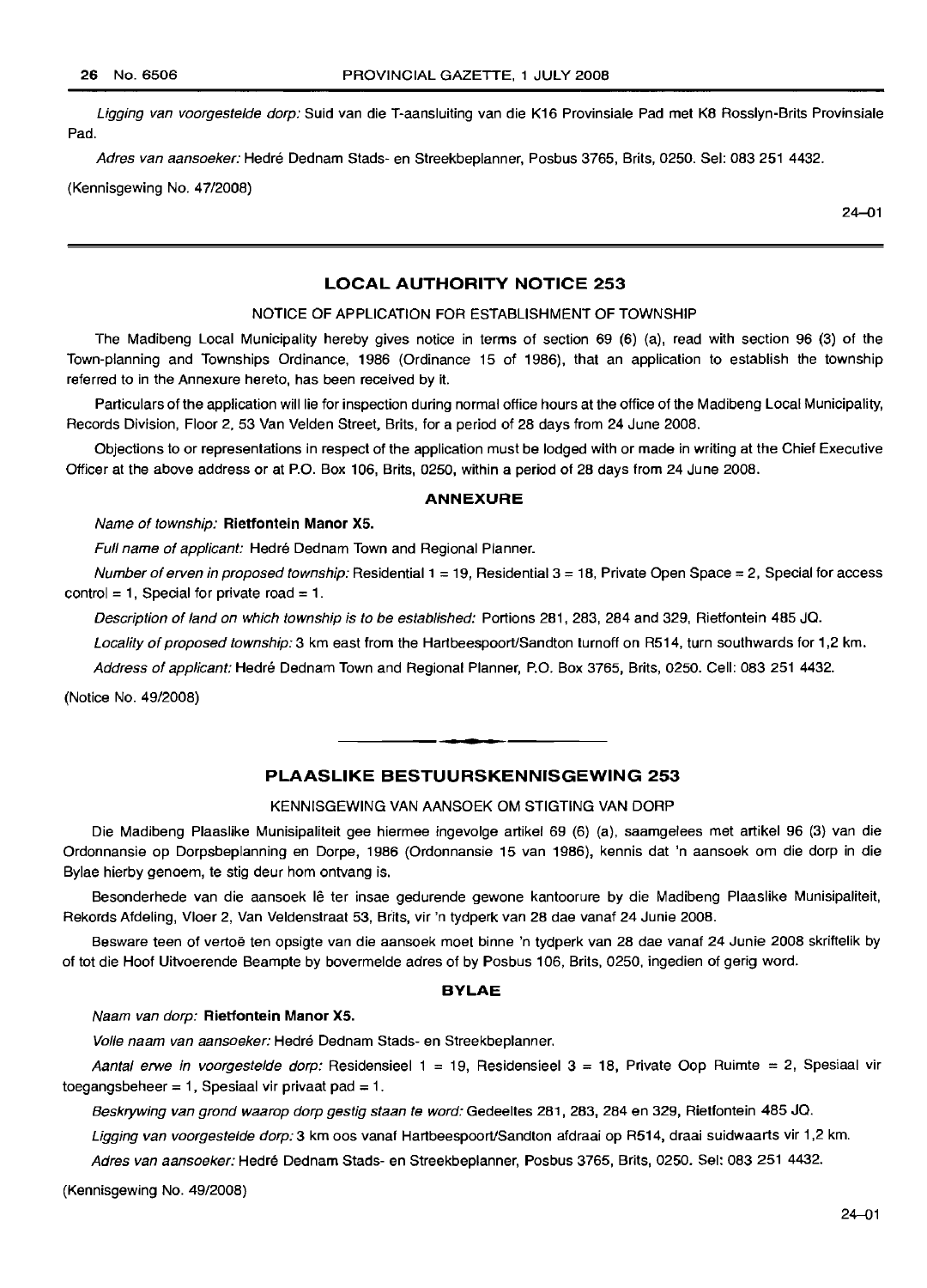*Ligging van voorgestelde dorp:* Suid van die T-aansluiting van die K16 Provinsiale Pad met K8 Rosslyn-Brits Provinsiale Pad.

*Adres van aansoeker:* Hedré Dednam Stads- en Streekbeplanner, Posbus 3765, Brits, 0250. Sel: 083 251 4432.

(Kennisgewing No. 47/2008)

24–01

## LOCAL AUTHORITY NOTICE 253

NOTICE OF APPLICATION FOR ESTABLISHMENT OF TOWNSHIP

The Madibeng Local Municipality hereby gives notice in terms of section 69 (6) (a), read with section 96 (3) of the Town-planning and Townships Ordinance, 1986 (Ordinance 15 of 1986), that an application to establish the township referred to in the Annexure hereto, has been received by it.

Particulars of the application will lie for inspection during normal office hours at the office of the Madibeng Local Municipality, Records Division, Floor 2, 53 Van Velden Street, Brits, for a period of 28 days from 24 June 2008.

Objections to or representations in respect of the application must be lodged with or made in writing at the Chief Executive Officer at the above address or at P.O. Box 106, Brits, 0250, within a period of 28 days from 24 June 2008.

### ANNEXURE

*Name of township:* **Rietfontein Manor X5.**

*Full name of applicant:* Hedré Dednam Town and Regional Planner.

*Number of erven in proposed township:* Residential 1 = 19, Residential 3 = 18, Private Open Space = 2, Special for access control = 1, Special for private road = 1.

*Description of land on which township is to be established:* Portions 281, 283, 284 and 329, Rietfontein 485 JQ.

*Locality of proposed township:* 3 km east from the Hartbeespoort/Sandton turnoff on R514, turn southwards for 1,2 km.

*Address of applicant:* Hedré Dednam Town and Regional Planner, P.O. Box 3765, Brits, 0250. Cell: 083 251 4432.

(Notice No. 49/2008)

## PLAASLIKE BESTUURSKENNISGEWING 253

KENNISGEWING VAN AANSOEK OM STIGTING VAN DORP

Die Madibeng Plaaslike Munisipaliteit gee hiermee ingevolge artikel 69 (6) (a), saamgelees met artikel 96 (3) van die Ordonnansie op Dorpsbeplanning en Dorpe, 1986 (Ordonnansie 15 van 1986), kennis dat 'n aansoek om die dorp in die Bylae hierby genoem, te stig deur hom ontvang is.

Besonderhede van die aansoek lê ter insae gedurende gewone kantoorure by die Madibeng Plaaslike Munisipaliteit, Rekords Afdeling, Vloer 2, Van Veldenstraat 53, Brits, vir 'n tydperk van 28 dae vanaf 24 Junie 2008.

Besware teen of vertoë ten opsigte van die aansoek moet binne 'n tydperk van 28 dae vanaf 24 Junie 2008 skriftelik by of tot die Hoof Uitvoerende Beampte by bovermelde adres of by Posbus 106, Brits, 0250, ingedien of gerig word.

### BYLAE

*Naam van dorp:* **Rietfontein Manor X5.**

*Volle naam van aansoeker:* Hedré Dednam Stads- en Streekbeplanner.

*Aantal erwe in voorgestelde dorp:* Residensieel 1 = 19, Residensieel 3 = 18, Private Oop Ruimte = 2, Spesiaal vir toegangsbeheer = 1, Spesiaal vir privaat pad = 1.

*Beskrywing van grond waarop dorp gestig staan te word:* Gedeeltes 281, 283, 284 en 329, Rietfontein 485 JQ.

*Ligging van voorgestelde dorp:* 3 km oos vanaf Hartbeespoort/Sandton afdraai op R514, draai suidwaarts vir 1,2 km.

*Adres van aansoeker:* Hedré Dednam Stads- en Streekbeplanner, Posbus 3765, Brits, 0250. Sel: 083 251 4432.

(Kennisgewing No. 49/2008)

24–01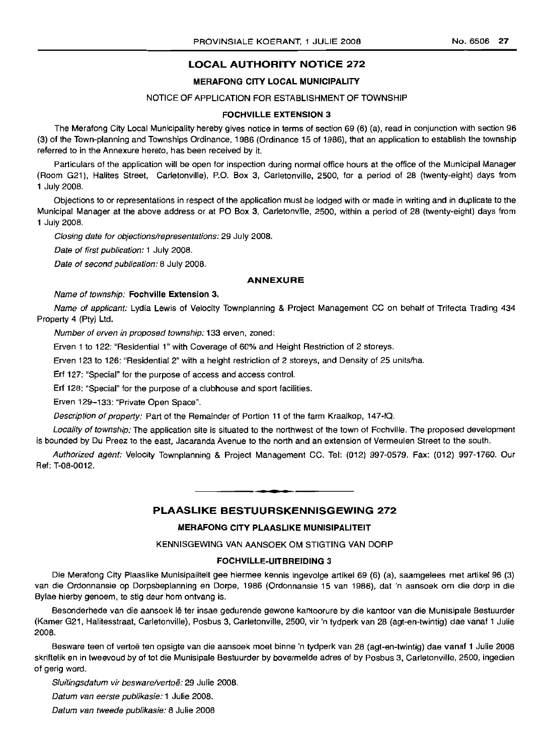## LOCAL AUTHORITY NOTICE 272

### MERAFONG CITY LOCAL MUNICIPALITY

NOTICE OF APPLICATION FOR ESTABLISHMENT OF TOWNSHIP

### FOCHVILLE EXTENSION 3

The Merafong City Local Municipality hereby gives notice in terms of section 69 (6) (a), read in conjunction with section 96 (3) of the Town-planning and Townships Ordinance, 1986 (Ordinance 15 of 1986), that an application to establish the township referred to in the Annexure hereto, has been received by it.

Particulars of the application will be open for inspection during normal office hours at the office of the Municipal Manager (Room G21), Halites Street, Carletonville), P.O. Box 3, Carletonville, 2500, for a period of 28 (twenty-eight) days from 1 July 2008.

Objections to or representations in respect of the application must be lodged with or made in writing and in duplicate to the Municipal Manager at the above address or at PO Box 3, Carletonville, 2500, within a period of 28 (twenty-eight) days from 1 July 2008.

*Closing date for objections/representations:* 29 July 2008.

*Date of first publication:* 1 July 2008.

*Date of second publication:* 8 July 2008.

### ANNEXURE

*Name of township:* **Fochville Extension 3.**

*Name of applicant:* Lydia Lewis of Velocity Townplanning & Project Management CC on behalf of Trifecta Trading 434 Property 4 (Pty) Ltd.

*Number of erven in proposed township:* 133 erven, zoned:

Erven 1 to 122: "Residential 1" with Coverage of 60% and Height Restriction of 2 storeys.

Erven 123 to 126: "Residential 2" with a height restriction of 2 storeys, and Density of 25 units/ha.

Erf 127: "Special" for the purpose of access and access control.

Erf 128: "Special" for the purpose of a clubhouse and sport facilities.

Erven 129–133: "Private Open Space".

*Description of property:* Part of the Remainder of Portion 11 of the farm Kraalkop, 147-IQ.

*Locality of township:* The application site is situated to the northwest of the town of Fochville. The proposed development is bounded by Du Preez to the east, Jacaranda Avenue to the north and an extension of Vermeulen Street to the south.

*Authorized agent:* Velocity Townplanning & Project Management CC. Tel: (012) 997-0579. Fax: (012) 997-1760. Our Ref: T-08-0012.

---

## PLAASLIKE BESTUURSKENNISGEWING 272

### MERAFONG CITY PLAASLIKE MUNISIPALITEIT

KENNISGEWING VAN AANSOEK OM STIGTING VAN DORP

### FOCHVILLE-UITBREIDING 3

Die Merafong City Plaaslike Munisipaliteit gee hiermee kennis ingevolge artikel 69 (6) (a), saamgelees met artikel 96 (3) van die Ordonnansie op Dorpsbeplanning en Dorpe, 1986 (Ordonnansie 15 van 1986), dat 'n aansoek om die dorp in die Bylae hierby genoem, te stig deur hom ontvang is.

Besonderhede van die aansoek lê ter insae gedurende gewone kantoorure by die kantoor van die Munisipale Bestuurder (Kamer G21, Halitesstraat, Carletonville), Posbus 3, Carletonville, 2500, vir 'n tydperk van 28 (agt-en-twintig) dae vanaf 1 Julie 2008.

Besware teen of vertoë ten opsigte van die aansoek moet binne 'n tydperk van 28 (agt-en-twintig) dae vanaf 1 Julie 2008 skriftelik en in tweevoud by of tot die Munisipale Bestuurder by bovermelde adres of by Posbus 3, Carletonville, 2500, ingedien of gerig word.

*Sluitingsdatum vir besware/vertoë:* 29 Julie 2008.

*Datum van eerste publikasie:* 1 Julie 2008.

*Datum van tweede publikasie:* 8 Julie 2008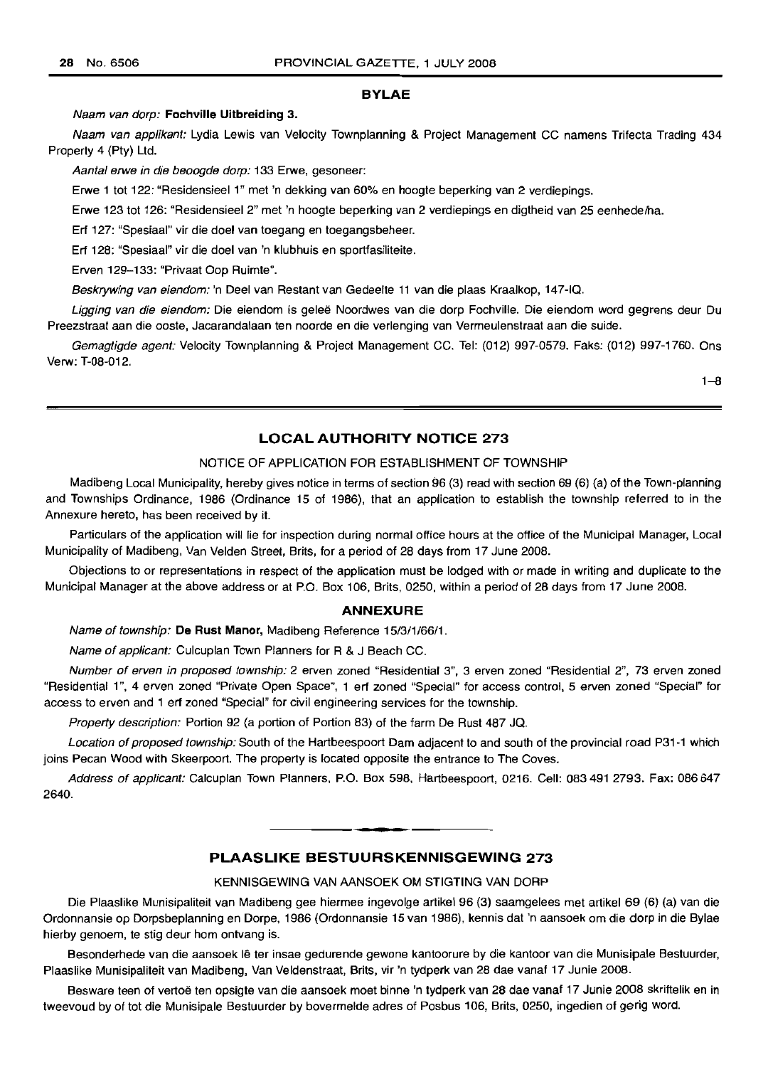## BYLAE

*Naam van dorp:* **Fochville Uitbreiding 3.**

*Naam van applikant:* Lydia Lewis van Velocity Townplanning & Project Management CC namens Trifecta Trading 434 Property 4 (Pty) Ltd.

*Aantal erwe in die beoogde dorp:* 133 Erwe, gesoneer:

Erwe 1 tot 122: "Residensieel 1" met 'n dekking van 60% en hoogte beperking van 2 verdiepings.

Erwe 123 tot 126: "Residensieel 2" met 'n hoogte beperking van 2 verdiepings en digtheid van 25 eenhede/ha.

Erf 127: "Spesiaal" vir die doel van toegang en toegangsbeheer.

Erf 128: "Spesiaal" vir die doel van 'n klubhuis en sportfasiliteite.

Erven 129–133: "Privaat Oop Ruimte".

*Beskrywing van eiendom:* 'n Deel van Restant van Gedeelte 11 van die plaas Kraalkop, 147-IQ.

*Ligging van die eiendom:* Die eiendom is geleë Noordwes van die dorp Fochville. Die eiendom word gegrens deur Du Preezstraat aan die ooste, Jacarandalaan ten noorde en die verlenging van Vermeulenstraat aan die suide.

*Gemagtigde agent:* Velocity Townplanning & Project Management CC. Tel: (012) 997-0579. Faks: (012) 997-1760. Ons Verw: T-08-012.

1–8

---

## LOCAL AUTHORITY NOTICE 273

### NOTICE OF APPLICATION FOR ESTABLISHMENT OF TOWNSHIP

Madibeng Local Municipality, hereby gives notice in terms of section 96 (3) read with section 69 (6) (a) of the Town-planning and Townships Ordinance, 1986 (Ordinance 15 of 1986), that an application to establish the township referred to in the Annexure hereto, has been received by it.

Particulars of the application will lie for inspection during normal office hours at the office of the Municipal Manager, Local Municipality of Madibeng, Van Velden Street, Brits, for a period of 28 days from 17 June 2008.

Objections to or representations in respect of the application must be lodged with or made in writing and duplicate to the Municipal Manager at the above address or at P.O. Box 106, Brits, 0250, within a period of 28 days from 17 June 2008.

## ANNEXURE

*Name of township:* **De Rust Manor,** Madibeng Reference 15/3/1/66/1.

*Name of applicant:* Culcuplan Town Planners for R & J Beach CC.

*Number of erven in proposed township:* 2 erven zoned "Residential 3", 3 erven zoned "Residential 2", 73 erven zoned "Residential 1", 4 erven zoned "Private Open Space", 1 erf zoned "Special" for access control, 5 erven zoned "Special" for access to erven and 1 erf zoned "Special" for civil engineering services for the township.

*Property description:* Portion 92 (a portion of Portion 83) of the farm De Rust 487 JQ.

*Location of proposed township:* South of the Hartbeespoort Dam adjacent to and south of the provincial road P31-1 which joins Pecan Wood with Skeerpoort. The property is located opposite the entrance to The Coves.

*Address of applicant:* Calcuplan Town Planners, P.O. Box 598, Hartbeespoort, 0216. Cell: 083 491 2793. Fax: 086 647 2640.

---

## PLAASLIKE BESTUURSKENNISGEWING 273

### KENNISGEWING VAN AANSOEK OM STIGTING VAN DORP

Die Plaaslike Munisipaliteit van Madibeng gee hiermee ingevolge artikel 96 (3) saamgelees met artikel 69 (6) (a) van die Ordonnansie op Dorpsbeplanning en Dorpe, 1986 (Ordonnansie 15 van 1986), kennis dat 'n aansoek om die dorp in die Bylae hierby genoem, te stig deur hom ontvang is.

Besonderhede van die aansoek lê ter insae gedurende gewone kantoorure by die kantoor van die Munisipale Bestuurder, Plaaslike Munisipaliteit van Madibeng, Van Veldenstraat, Brits, vir 'n tydperk van 28 dae vanaf 17 Junie 2008.

Besware teen of vertoë ten opsigte van die aansoek moet binne 'n tydperk van 28 dae vanaf 17 Junie 2008 skriftelik en in tweevoud by of tot die Munisipale Bestuurder by bovermelde adres of Posbus 106, Brits, 0250, ingedien of gerig word.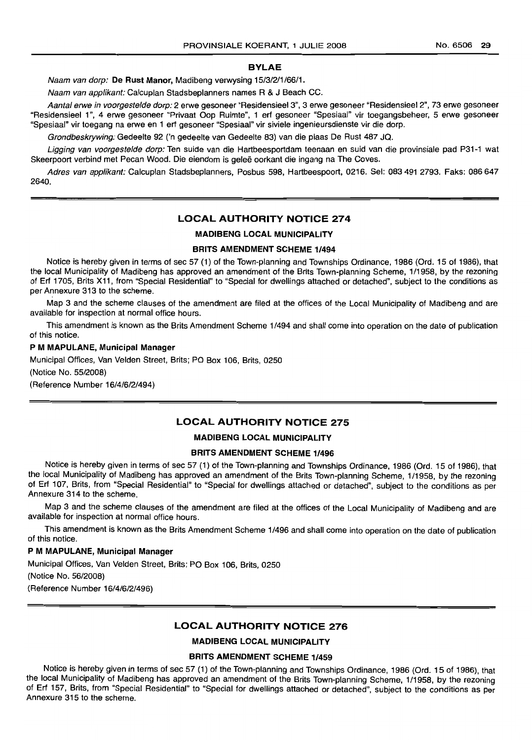## BYLAE

*Naam van dorp:* **De Rust Manor,** Madibeng verwysing 15/3/2/1/66/1.

*Naam van applikant:* Calcuplan Stadsbeplanners names R & J Beach CC.

*Aantal erwe in voorgestelde dorp:* 2 erwe gesoneer "Residensieel 3", 3 erwe gesoneer "Residensieel 2", 73 erwe gesoneer "Residensieel 1", 4 erwe gesoneer "Privaat Oop Ruimte", 1 erf gesoneer "Spesiaal" vir toegangsbeheer, 5 erwe gesoneer "Spesiaal" vir toegang na erwe en 1 erf gesoneer "Spesiaal" vir siviele ingenieursdienste vir die dorp.

*Grondbeskrywing:* Gedeelte 92 ('n gedeelte van Gedeelte 83) van die plaas De Rust 487 JQ.

*Ligging van voorgestelde dorp:* Ten suide van die Hartbeesportdam teenaan en suid van die provinsiale pad P31-1 wat Skeerpoort verbind met Pecan Wood. Die eiendom is geleë oorkant die ingang na The Coves.

*Adres van applikant:* Calcuplan Stadsbeplanners, Posbus 598, Hartbeespoort, 0216. Sel: 083 491 2793. Faks: 086 647 2640.

---

## LOCAL AUTHORITY NOTICE 274

### MADIBENG LOCAL MUNICIPALITY

### BRITS AMENDMENT SCHEME 1/494

Notice is hereby given in terms of sec 57 (1) of the Town-planning and Townships Ordinance, 1986 (Ord. 15 of 1986), that the local Municipality of Madibeng has approved an amendment of the Brits Town-planning Scheme, 1/1958, by the rezoning of Erf 1705, Brits X11, from "Special Residential" to "Special for dwellings attached or detached", subject to the conditions as per Annexure 313 to the scheme.

Map 3 and the scheme clauses of the amendment are filed at the offices of the Local Municipality of Madibeng and are available for inspection at normal office hours.

This amendment is known as the Brits Amendment Scheme 1/494 and shall come into operation on the date of publication of this notice.

**P M MAPULANE, Municipal Manager**

Municipal Offices, Van Velden Street, Brits; PO Box 106, Brits, 0250

(Notice No. 55/2008)

(Reference Number 16/4/6/2/494)

---

## LOCAL AUTHORITY NOTICE 275

### MADIBENG LOCAL MUNICIPALITY

### BRITS AMENDMENT SCHEME 1/496

Notice is hereby given in terms of sec 57 (1) of the Town-planning and Townships Ordinance, 1986 (Ord. 15 of 1986), that the local Municipality of Madibeng has approved an amendment of the Brits Town-planning Scheme, 1/1958, by the rezoning of Erf 107, Brits, from "Special Residential" to "Special for dwellings attached or detached", subject to the conditions as per Annexure 314 to the scheme.

Map 3 and the scheme clauses of the amendment are filed at the offices of the Local Municipality of Madibeng and are available for inspection at normal office hours.

This amendment is known as the Brits Amendment Scheme 1/496 and shall come into operation on the date of publication of this notice.

**P M MAPULANE, Municipal Manager**

Municipal Offices, Van Velden Street, Brits; PO Box 106, Brits, 0250

(Notice No. 56/2008)

(Reference Number 16/4/6/2/496)

---

## LOCAL AUTHORITY NOTICE 276

### MADIBENG LOCAL MUNICIPALITY

### BRITS AMENDMENT SCHEME 1/459

Notice is hereby given in terms of sec 57 (1) of the Town-planning and Townships Ordinance, 1986 (Ord. 15 of 1986), that the local Municipality of Madibeng has approved an amendment of the Brits Town-planning Scheme, 1/1958, by the rezoning of Erf 157, Brits, from "Special Residential" to "Special for dwellings attached or detached", subject to the conditions as per Annexure 315 to the scheme.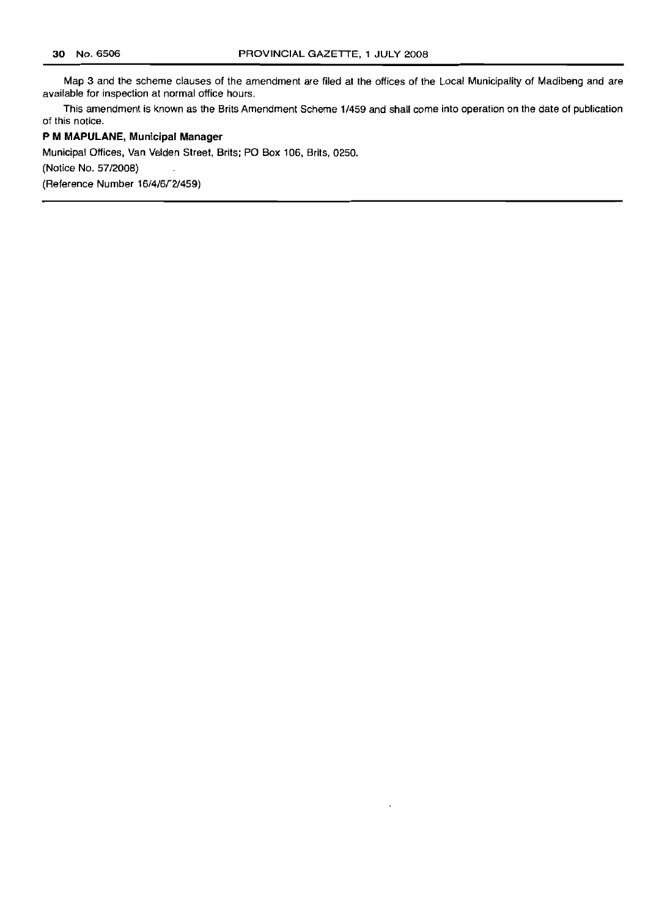Map 3 and the scheme clauses of the amendment are filed at the offices of the Local Municipality of Madibeng and are available for inspection at normal office hours.

This amendment is known as the Brits Amendment Scheme 1/459 and shall come into operation on the date of publication of this notice.

**P M MAPULANE, Municipal Manager**

Municipal Offices, Van Velden Street, Brits; PO Box 106, Brits, 0250.

(Notice No. 57/2008)

(Reference Number 16/4/6/T2/459)